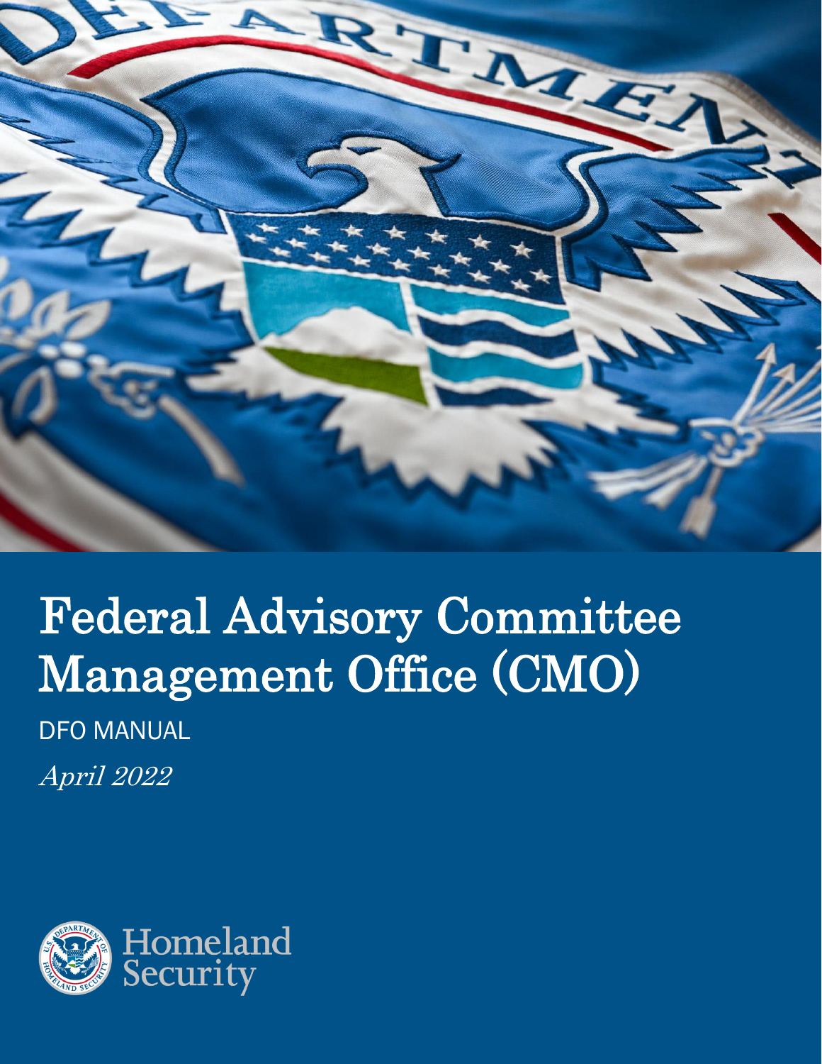# Federal Advisory Committee Management Office (CMO)

DFO MANUAL

*April 2022*

Homeland Security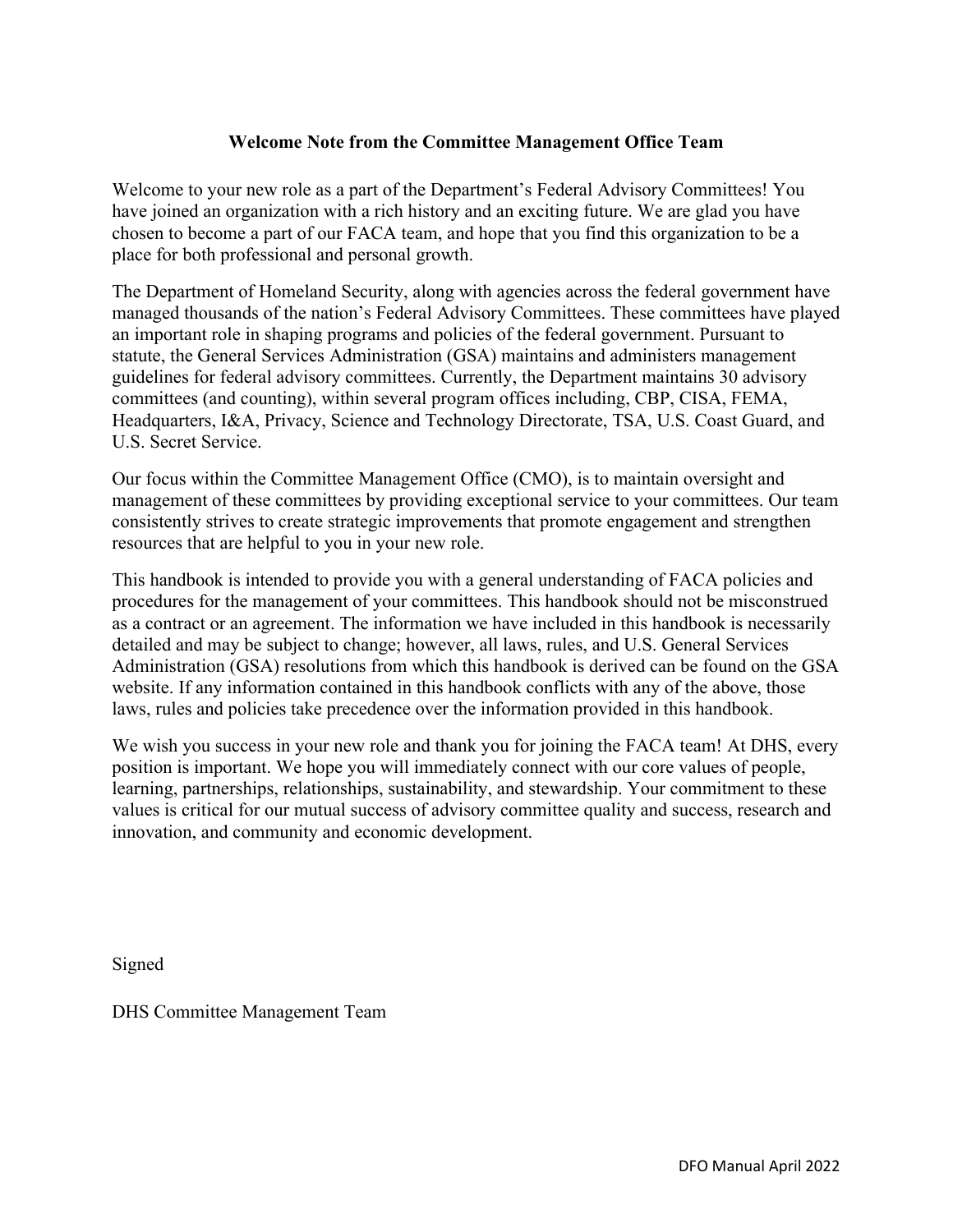## Welcome Note from the Committee Management Office Team

Welcome to your new role as a part of the Department's Federal Advisory Committees! You have joined an organization with a rich history and an exciting future. We are glad you have chosen to become a part of our FACA team, and hope that you find this organization to be a place for both professional and personal growth.

The Department of Homeland Security, along with agencies across the federal government have managed thousands of the nation's Federal Advisory Committees. These committees have played an important role in shaping programs and policies of the federal government. Pursuant to statute, the General Services Administration (GSA) maintains and administers management guidelines for federal advisory committees. Currently, the Department maintains 30 advisory committees (and counting), within several program offices including, CBP, CISA, FEMA, Headquarters, I&A, Privacy, Science and Technology Directorate, TSA, U.S. Coast Guard, and U.S. Secret Service.

Our focus within the Committee Management Office (CMO), is to maintain oversight and management of these committees by providing exceptional service to your committees. Our team consistently strives to create strategic improvements that promote engagement and strengthen resources that are helpful to you in your new role.

This handbook is intended to provide you with a general understanding of FACA policies and procedures for the management of your committees. This handbook should not be misconstrued as a contract or an agreement. The information we have included in this handbook is necessarily detailed and may be subject to change; however, all laws, rules, and U.S. General Services Administration (GSA) resolutions from which this handbook is derived can be found on the GSA website. If any information contained in this handbook conflicts with any of the above, those laws, rules and policies take precedence over the information provided in this handbook.

We wish you success in your new role and thank you for joining the FACA team! At DHS, every position is important. We hope you will immediately connect with our core values of people, learning, partnerships, relationships, sustainability, and stewardship. Your commitment to these values is critical for our mutual success of advisory committee quality and success, research and innovation, and community and economic development.

Signed

DHS Committee Management Team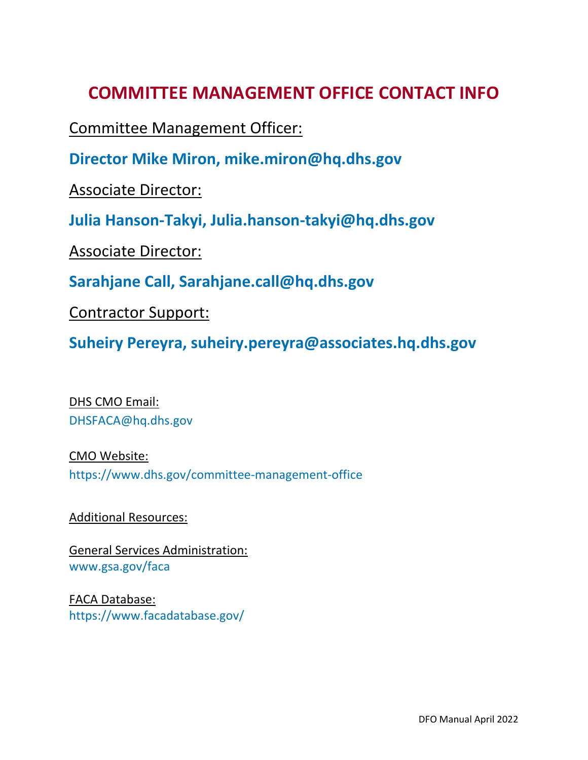# COMMITTEE MANAGEMENT OFFICE CONTACT INFO

Committee Management Officer:

**Director Mike Miron, mike.miron@hq.dhs.gov**

Associate Director:

**Julia Hanson-Takyi, Julia.hanson-takyi@hq.dhs.gov**

Associate Director:

**Sarahjane Call, Sarahjane.call@hq.dhs.gov**

Contractor Support:

**Suheiry Pereyra, suheiry.pereyra@associates.hq.dhs.gov**

DHS CMO Email:
DHSFACA@hq.dhs.gov

CMO Website:
https://www.dhs.gov/committee-management-office

Additional Resources:

General Services Administration:
www.gsa.gov/faca

FACA Database:
https://www.facadatabase.gov/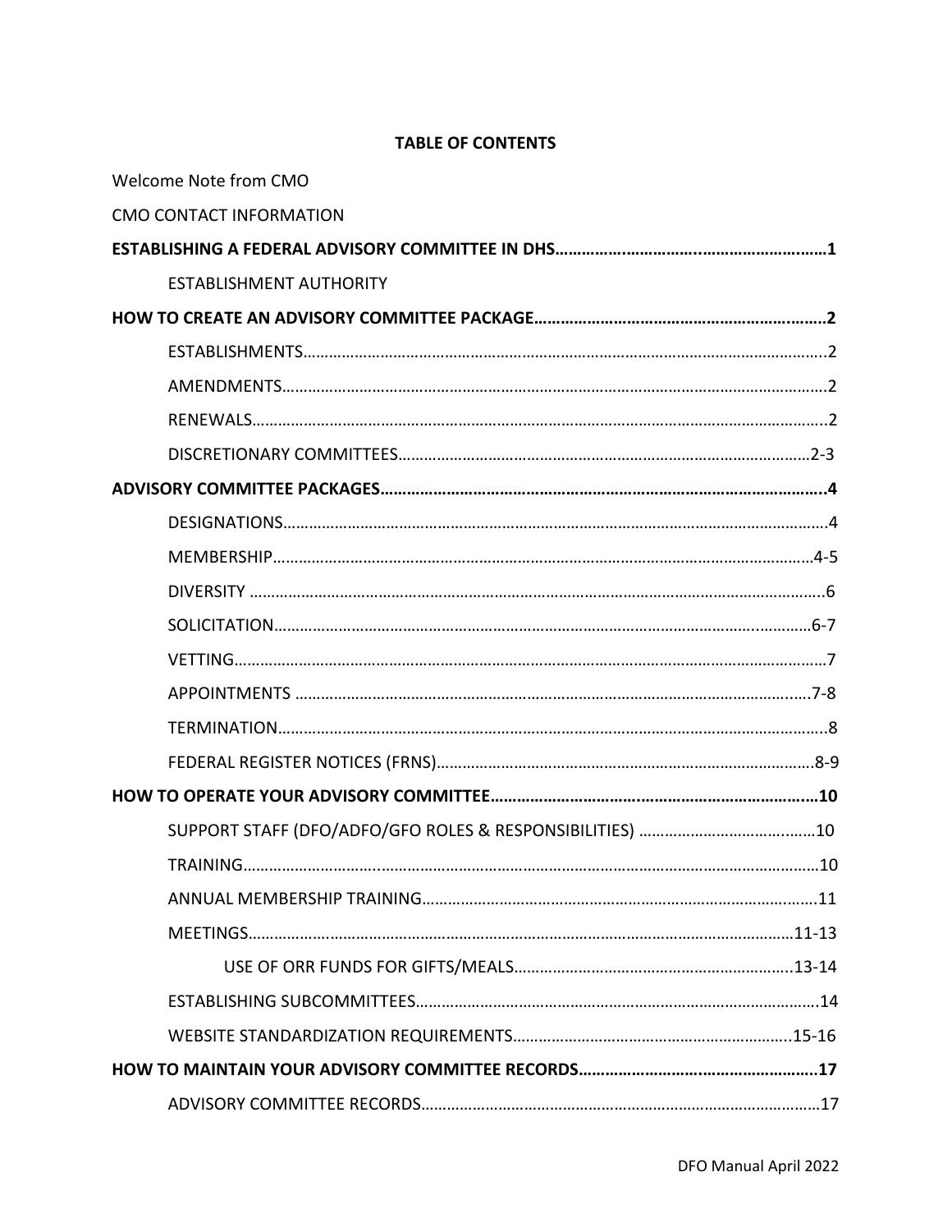**TABLE OF CONTENTS**

Welcome Note from CMO

CMO CONTACT INFORMATION

**ESTABLISHING A FEDERAL ADVISORY COMMITTEE IN DHS……………………………………………………1**

- ESTABLISHMENT AUTHORITY

**HOW TO CREATE AN ADVISORY COMMITTEE PACKAGE……………………………………………………2**

- ESTABLISHMENTS……………………………………………………………………………………………………..2
- AMENDMENTS…………………………………………………………………………………………………………2
- RENEWALS……………………………………………………………………………………………………………..2
- DISCRETIONARY COMMITTEES……………………………………………………………………………2-3

**ADVISORY COMMITTEE PACKAGES………………………………………………………………………………..4**

- DESIGNATIONS…………………………………………………………………………………………………………4
- MEMBERSHIP…………………………………………………………………………………………………………4-5
- DIVERSITY ………………………………………………………………………………………………………………..6
- SOLICITATION…………………………………………………………………………………………………………6-7
- VETTING…………………………………………………………………………………………………………………7
- APPOINTMENTS ……………………………………………………………………………………………………7-8
- TERMINATION…………………………………………………………………………………………………………..8
- FEDERAL REGISTER NOTICES (FRNS)………………………………………………………………………8-9

**HOW TO OPERATE YOUR ADVISORY COMMITTEE………………………………………………………………10**

- SUPPORT STAFF (DFO/ADFO/GFO ROLES & RESPONSIBILITIES) ……………………………………10
- TRAINING…………………………………………………………………………………………………………………10
- ANNUAL MEMBERSHIP TRAINING……………………………………………………………………………..11
- MEETINGS……………………………………………………………………………………………………………11-13
  - USE OF ORR FUNDS FOR GIFTS/MEALS……………………………………………………………13-14
- ESTABLISHING SUBCOMMITTEES…………………………………………………………………………………14
- WEBSITE STANDARDIZATION REQUIREMENTS……………………………………………………………..15-16

**HOW TO MAINTAIN YOUR ADVISORY COMMITTEE RECORDS…………………………………………………17**

- ADVISORY COMMITTEE RECORDS…………………………………………………………………………………17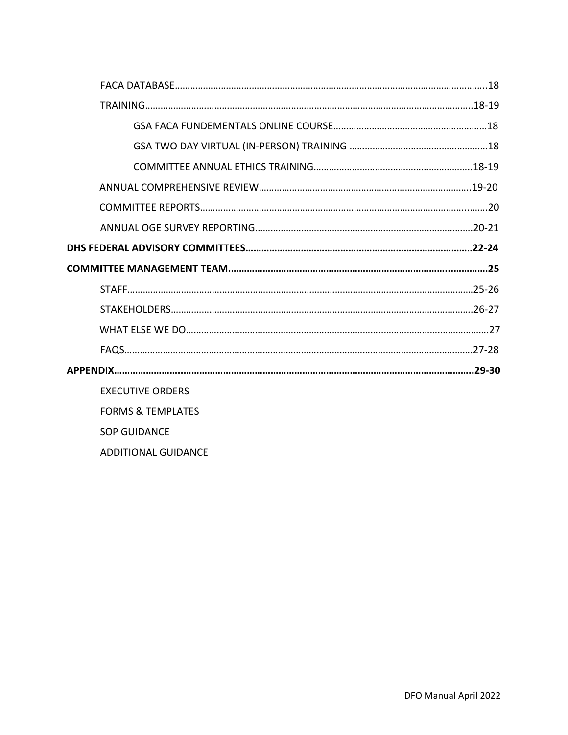FACA DATABASE........................................................................................................................18

TRAINING..............................................................................................................................18-19

- GSA FACA FUNDEMENTALS ONLINE COURSE..........................................................18
- GSA TWO DAY VIRTUAL (IN-PERSON) TRAINING ....................................................18
- COMMITTEE ANNUAL ETHICS TRAINING...........................................................18-19

ANNUAL COMPREHENSIVE REVIEW.................................................................................19-20

COMMITTEE REPORTS...........................................................................................................20

ANNUAL OGE SURVEY REPORTING...................................................................................20-21

**DHS FEDERAL ADVISORY COMMITTEES....................................................................................22-24**

**COMMITTEE MANAGEMENT TEAM.............................................................................................25**

STAFF......................................................................................................................................25-26

STAKEHOLDERS...................................................................................................................26-27

WHAT ELSE WE DO....................................................................................................................27

FAQS......................................................................................................................................27-28

**APPENDIX...........................................................................................................................................29-30**

EXECUTIVE ORDERS

FORMS & TEMPLATES

SOP GUIDANCE

ADDITIONAL GUIDANCE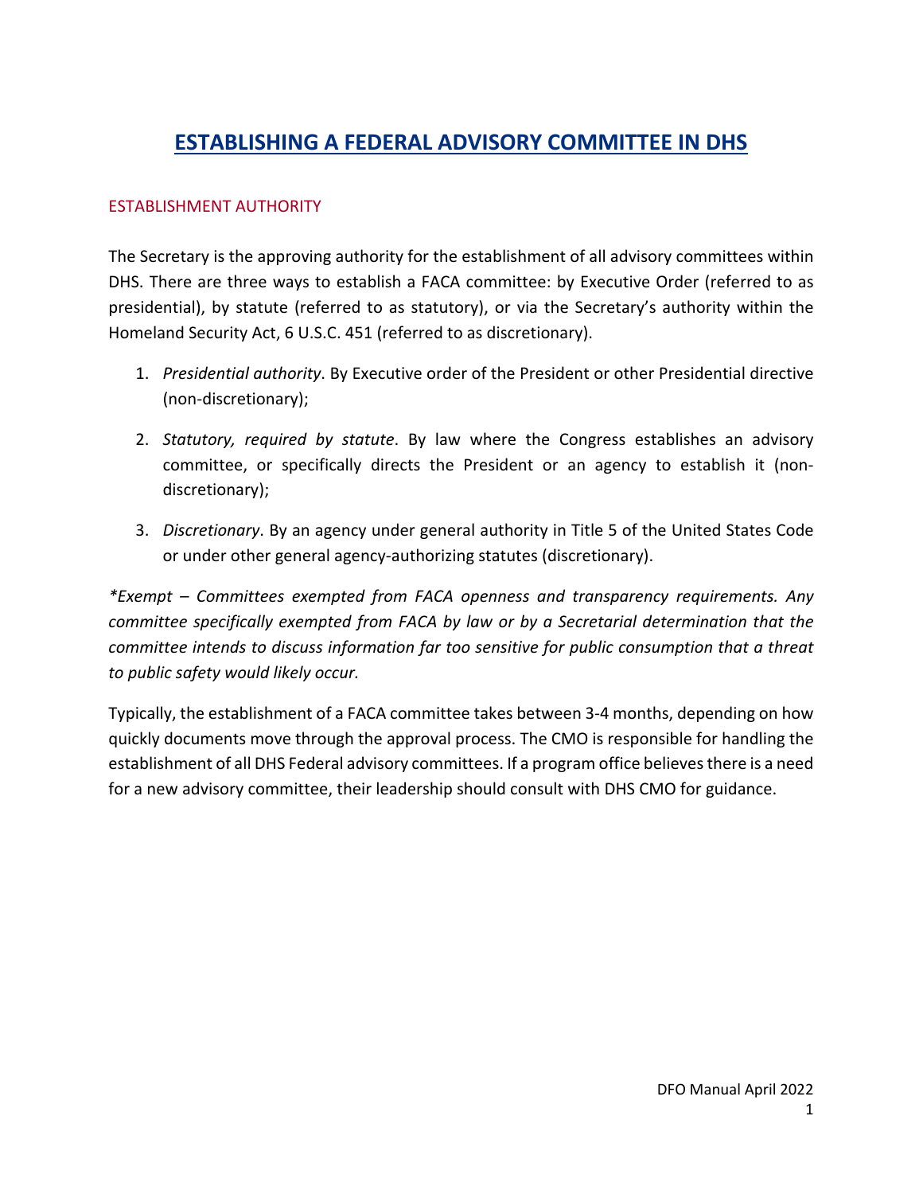# ESTABLISHING A FEDERAL ADVISORY COMMITTEE IN DHS

## ESTABLISHMENT AUTHORITY

The Secretary is the approving authority for the establishment of all advisory committees within DHS. There are three ways to establish a FACA committee: by Executive Order (referred to as presidential), by statute (referred to as statutory), or via the Secretary's authority within the Homeland Security Act, 6 U.S.C. 451 (referred to as discretionary).

1. *Presidential authority*. By Executive order of the President or other Presidential directive (non-discretionary);
2. *Statutory, required by statute*. By law where the Congress establishes an advisory committee, or specifically directs the President or an agency to establish it (non-discretionary);
3. *Discretionary*. By an agency under general authority in Title 5 of the United States Code or under other general agency-authorizing statutes (discretionary).

**Exempt – Committees exempted from FACA openness and transparency requirements. Any committee specifically exempted from FACA by law or by a Secretarial determination that the committee intends to discuss information far too sensitive for public consumption that a threat to public safety would likely occur.*

Typically, the establishment of a FACA committee takes between 3-4 months, depending on how quickly documents move through the approval process. The CMO is responsible for handling the establishment of all DHS Federal advisory committees. If a program office believes there is a need for a new advisory committee, their leadership should consult with DHS CMO for guidance.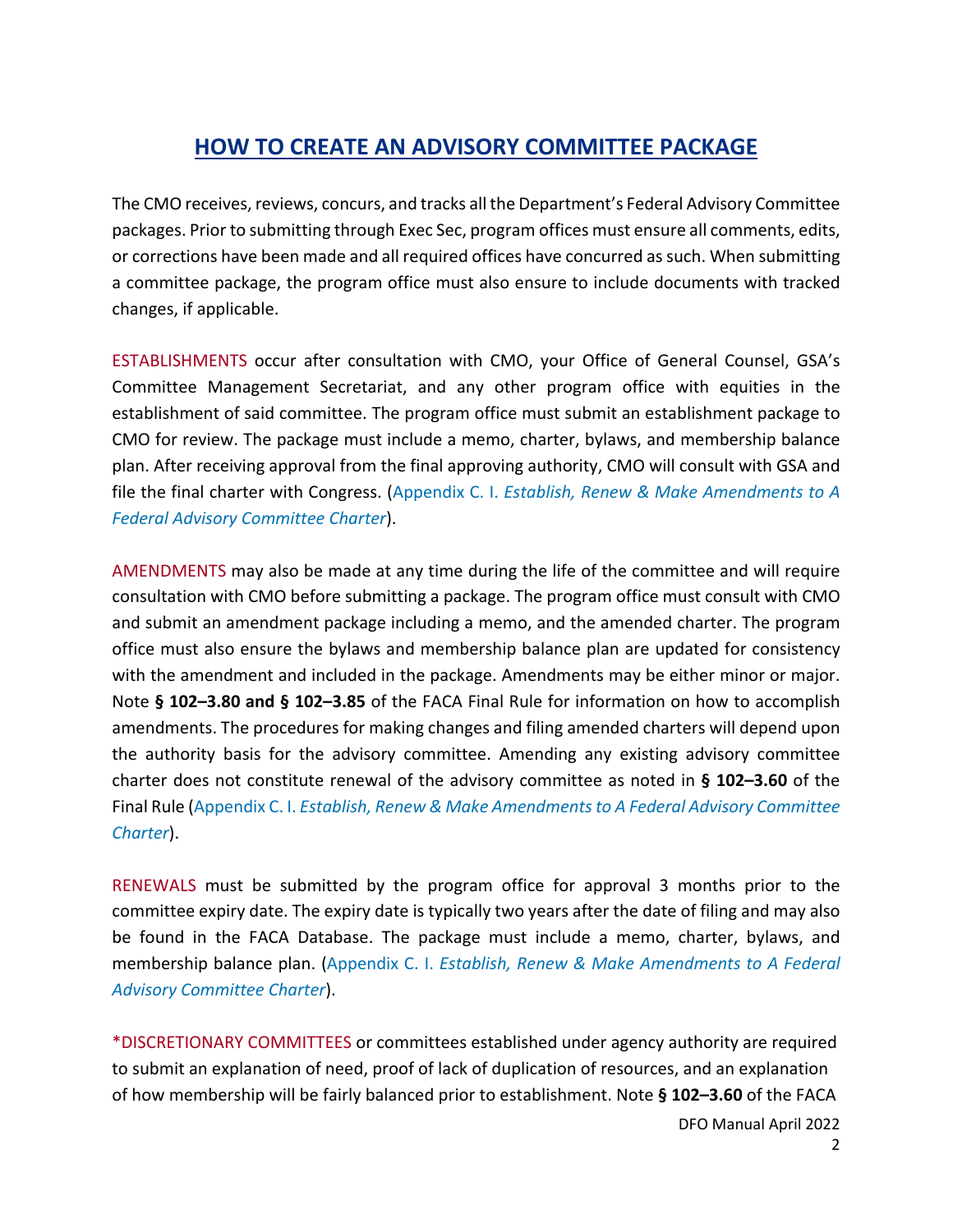## HOW TO CREATE AN ADVISORY COMMITTEE PACKAGE

The CMO receives, reviews, concurs, and tracks all the Department's Federal Advisory Committee packages. Prior to submitting through Exec Sec, program offices must ensure all comments, edits, or corrections have been made and all required offices have concurred as such. When submitting a committee package, the program office must also ensure to include documents with tracked changes, if applicable.

ESTABLISHMENTS occur after consultation with CMO, your Office of General Counsel, GSA's Committee Management Secretariat, and any other program office with equities in the establishment of said committee. The program office must submit an establishment package to CMO for review. The package must include a memo, charter, bylaws, and membership balance plan. After receiving approval from the final approving authority, CMO will consult with GSA and file the final charter with Congress. (Appendix C. I. *Establish, Renew & Make Amendments to A Federal Advisory Committee Charter*).

AMENDMENTS may also be made at any time during the life of the committee and will require consultation with CMO before submitting a package. The program office must consult with CMO and submit an amendment package including a memo, and the amended charter. The program office must also ensure the bylaws and membership balance plan are updated for consistency with the amendment and included in the package. Amendments may be either minor or major. Note **§ 102–3.80 and § 102–3.85** of the FACA Final Rule for information on how to accomplish amendments. The procedures for making changes and filing amended charters will depend upon the authority basis for the advisory committee. Amending any existing advisory committee charter does not constitute renewal of the advisory committee as noted in **§ 102–3.60** of the Final Rule (Appendix C. I. *Establish, Renew & Make Amendments to A Federal Advisory Committee Charter*).

RENEWALS must be submitted by the program office for approval 3 months prior to the committee expiry date. The expiry date is typically two years after the date of filing and may also be found in the FACA Database. The package must include a memo, charter, bylaws, and membership balance plan. (Appendix C. I. *Establish, Renew & Make Amendments to A Federal Advisory Committee Charter*).

*DISCRETIONARY COMMITTEES or committees established under agency authority are required to submit an explanation of need, proof of lack of duplication of resources, and an explanation of how membership will be fairly balanced prior to establishment. Note **§ 102–3.60** of the FACA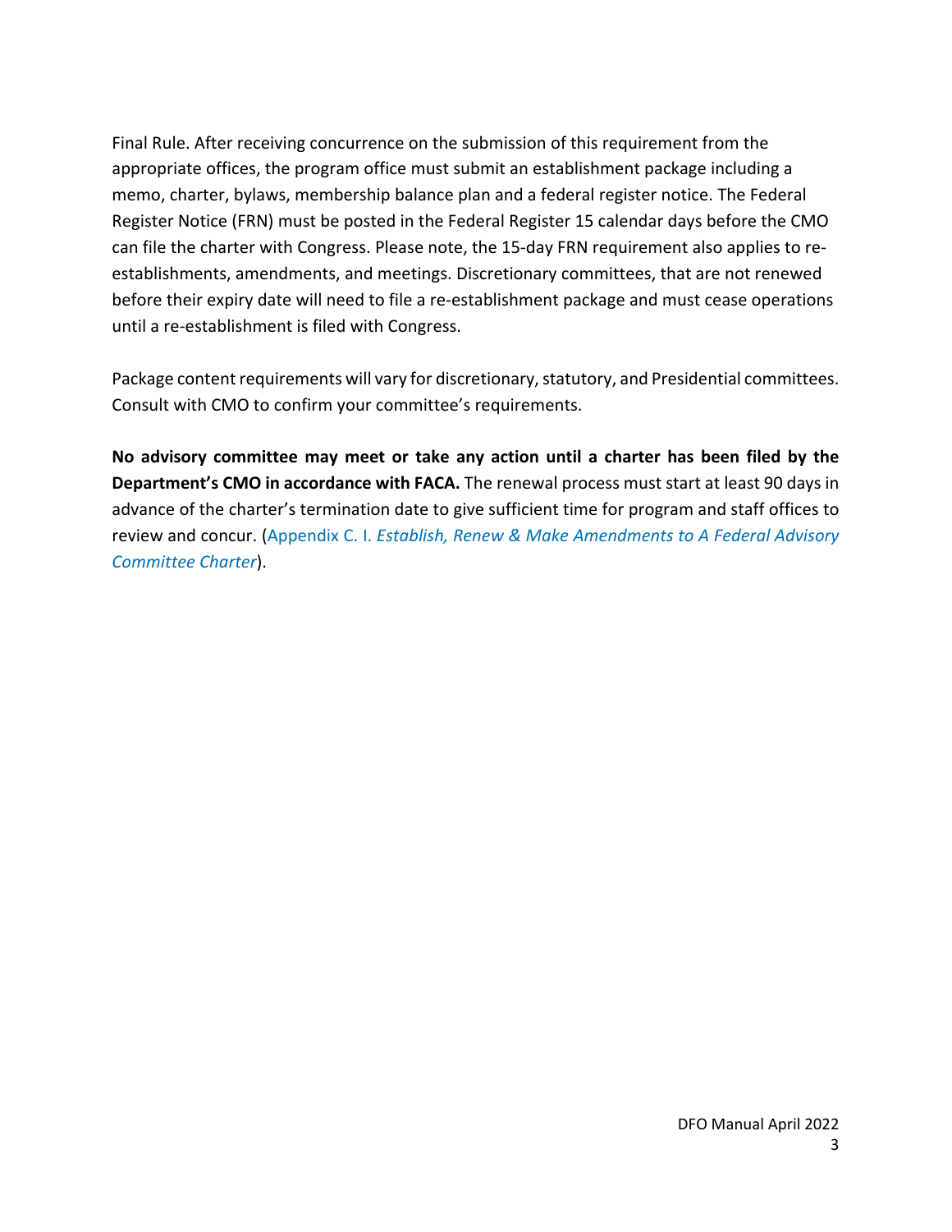Final Rule. After receiving concurrence on the submission of this requirement from the appropriate offices, the program office must submit an establishment package including a memo, charter, bylaws, membership balance plan and a federal register notice. The Federal Register Notice (FRN) must be posted in the Federal Register 15 calendar days before the CMO can file the charter with Congress. Please note, the 15-day FRN requirement also applies to re-establishments, amendments, and meetings. Discretionary committees, that are not renewed before their expiry date will need to file a re-establishment package and must cease operations until a re-establishment is filed with Congress.

Package content requirements will vary for discretionary, statutory, and Presidential committees. Consult with CMO to confirm your committee's requirements.

**No advisory committee may meet or take any action until a charter has been filed by the Department's CMO in accordance with FACA.** The renewal process must start at least 90 days in advance of the charter's termination date to give sufficient time for program and staff offices to review and concur. (Appendix C. I. *Establish, Renew & Make Amendments to A Federal Advisory Committee Charter*).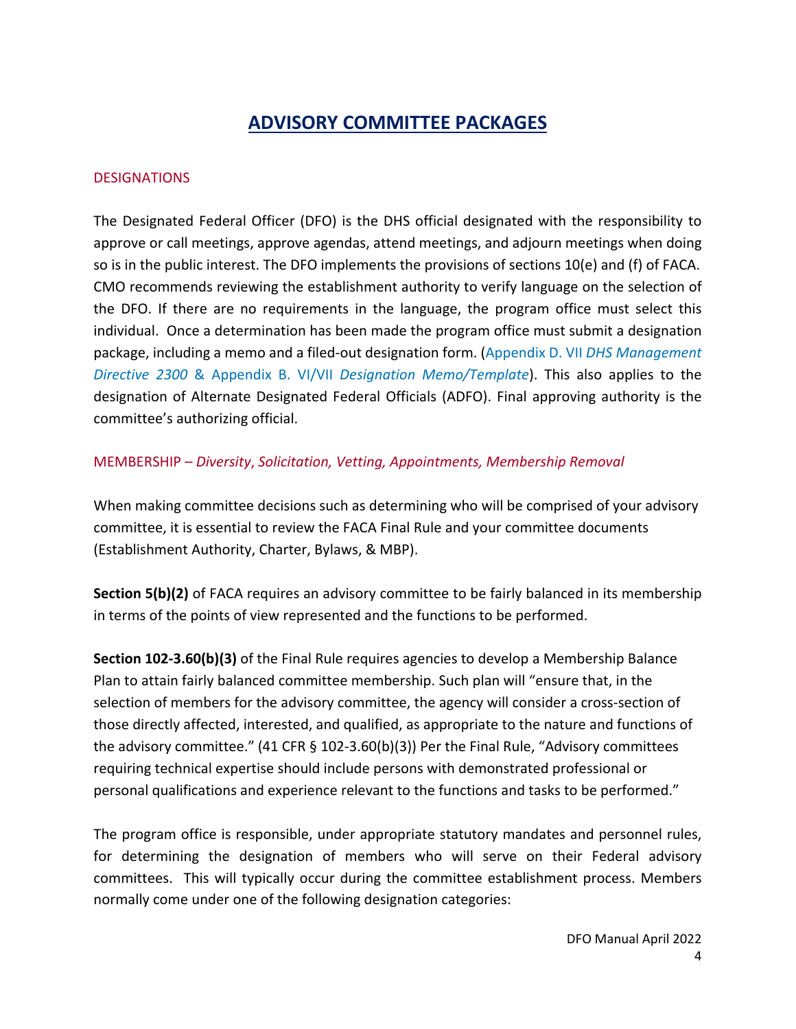# ADVISORY COMMITTEE PACKAGES

## DESIGNATIONS

The Designated Federal Officer (DFO) is the DHS official designated with the responsibility to approve or call meetings, approve agendas, attend meetings, and adjourn meetings when doing so is in the public interest. The DFO implements the provisions of sections 10(e) and (f) of FACA. CMO recommends reviewing the establishment authority to verify language on the selection of the DFO. If there are no requirements in the language, the program office must select this individual. Once a determination has been made the program office must submit a designation package, including a memo and a filed-out designation form. (Appendix D. VII *DHS Management Directive 2300* & Appendix B. VI/VII *Designation Memo/Template*). This also applies to the designation of Alternate Designated Federal Officials (ADFO). Final approving authority is the committee's authorizing official.

## MEMBERSHIP – *Diversity, Solicitation, Vetting, Appointments, Membership Removal*

When making committee decisions such as determining who will be comprised of your advisory committee, it is essential to review the FACA Final Rule and your committee documents (Establishment Authority, Charter, Bylaws, & MBP).

**Section 5(b)(2)** of FACA requires an advisory committee to be fairly balanced in its membership in terms of the points of view represented and the functions to be performed.

**Section 102-3.60(b)(3)** of the Final Rule requires agencies to develop a Membership Balance Plan to attain fairly balanced committee membership. Such plan will "ensure that, in the selection of members for the advisory committee, the agency will consider a cross-section of those directly affected, interested, and qualified, as appropriate to the nature and functions of the advisory committee." (41 CFR § 102-3.60(b)(3)) Per the Final Rule, "Advisory committees requiring technical expertise should include persons with demonstrated professional or personal qualifications and experience relevant to the functions and tasks to be performed."

The program office is responsible, under appropriate statutory mandates and personnel rules, for determining the designation of members who will serve on their Federal advisory committees. This will typically occur during the committee establishment process. Members normally come under one of the following designation categories: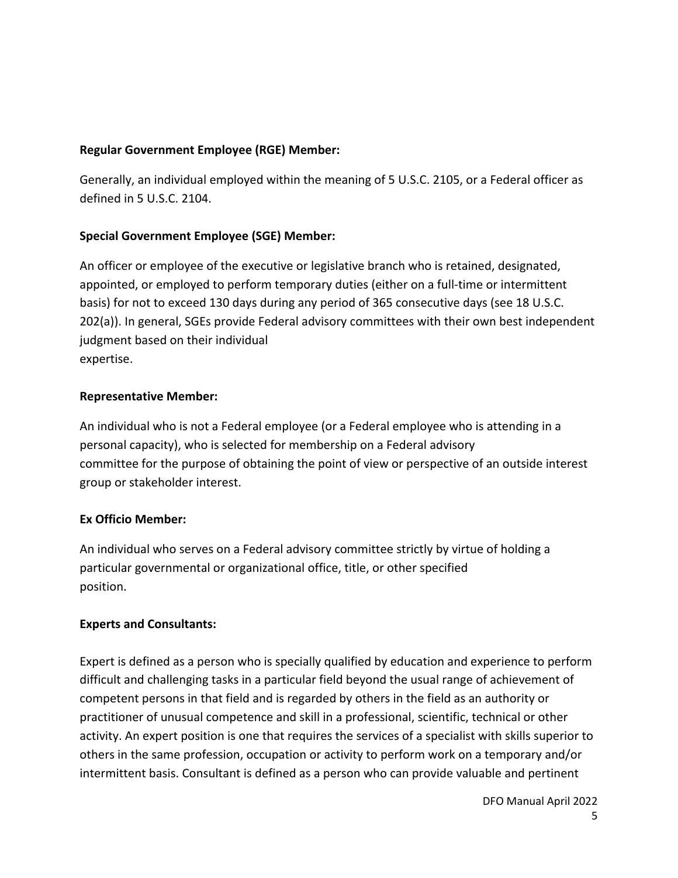**Regular Government Employee (RGE) Member:**

Generally, an individual employed within the meaning of 5 U.S.C. 2105, or a Federal officer as defined in 5 U.S.C. 2104.

**Special Government Employee (SGE) Member:**

An officer or employee of the executive or legislative branch who is retained, designated, appointed, or employed to perform temporary duties (either on a full-time or intermittent basis) for not to exceed 130 days during any period of 365 consecutive days (see 18 U.S.C. 202(a)). In general, SGEs provide Federal advisory committees with their own best independent judgment based on their individual expertise.

**Representative Member:**

An individual who is not a Federal employee (or a Federal employee who is attending in a personal capacity), who is selected for membership on a Federal advisory committee for the purpose of obtaining the point of view or perspective of an outside interest group or stakeholder interest.

**Ex Officio Member:**

An individual who serves on a Federal advisory committee strictly by virtue of holding a particular governmental or organizational office, title, or other specified position.

**Experts and Consultants:**

Expert is defined as a person who is specially qualified by education and experience to perform difficult and challenging tasks in a particular field beyond the usual range of achievement of competent persons in that field and is regarded by others in the field as an authority or practitioner of unusual competence and skill in a professional, scientific, technical or other activity. An expert position is one that requires the services of a specialist with skills superior to others in the same profession, occupation or activity to perform work on a temporary and/or intermittent basis. Consultant is defined as a person who can provide valuable and pertinent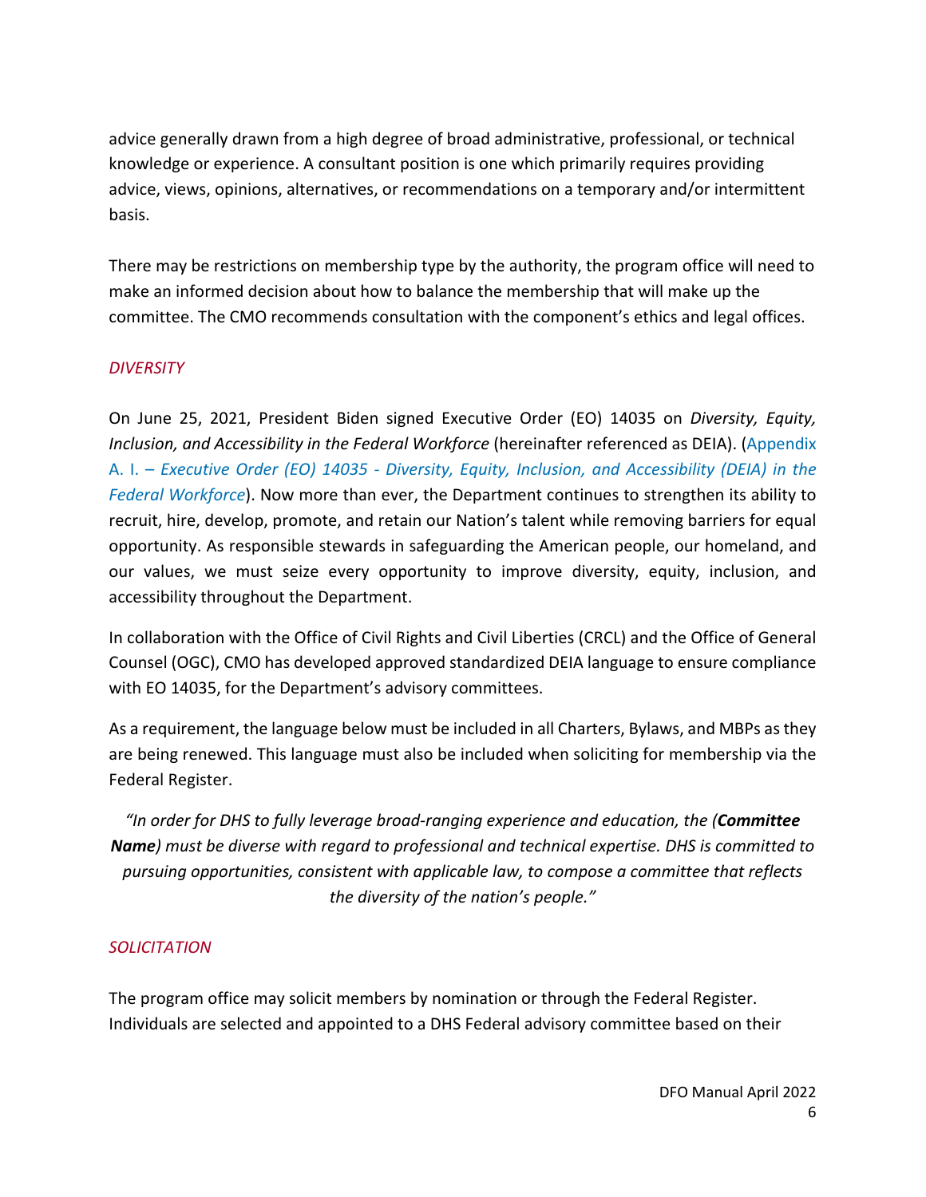advice generally drawn from a high degree of broad administrative, professional, or technical knowledge or experience. A consultant position is one which primarily requires providing advice, views, opinions, alternatives, or recommendations on a temporary and/or intermittent basis.

There may be restrictions on membership type by the authority, the program office will need to make an informed decision about how to balance the membership that will make up the committee. The CMO recommends consultation with the component's ethics and legal offices.

### *DIVERSITY*

On June 25, 2021, President Biden signed Executive Order (EO) 14035 on *Diversity, Equity, Inclusion, and Accessibility in the Federal Workforce* (hereinafter referenced as DEIA). (Appendix A. I. – *Executive Order (EO) 14035 - Diversity, Equity, Inclusion, and Accessibility (DEIA) in the Federal Workforce*). Now more than ever, the Department continues to strengthen its ability to recruit, hire, develop, promote, and retain our Nation's talent while removing barriers for equal opportunity. As responsible stewards in safeguarding the American people, our homeland, and our values, we must seize every opportunity to improve diversity, equity, inclusion, and accessibility throughout the Department.

In collaboration with the Office of Civil Rights and Civil Liberties (CRCL) and the Office of General Counsel (OGC), CMO has developed approved standardized DEIA language to ensure compliance with EO 14035, for the Department's advisory committees.

As a requirement, the language below must be included in all Charters, Bylaws, and MBPs as they are being renewed. This language must also be included when soliciting for membership via the Federal Register.

*"In order for DHS to fully leverage broad-ranging experience and education, the (**Committee Name**) must be diverse with regard to professional and technical expertise. DHS is committed to pursuing opportunities, consistent with applicable law, to compose a committee that reflects the diversity of the nation's people."*

### *SOLICITATION*

The program office may solicit members by nomination or through the Federal Register. Individuals are selected and appointed to a DHS Federal advisory committee based on their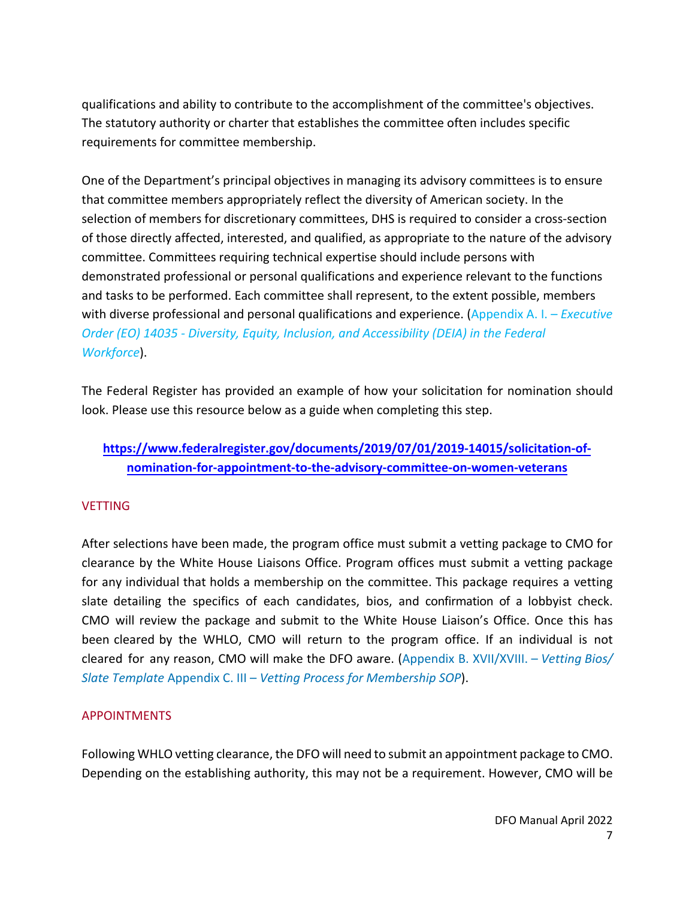qualifications and ability to contribute to the accomplishment of the committee's objectives. The statutory authority or charter that establishes the committee often includes specific requirements for committee membership.

One of the Department's principal objectives in managing its advisory committees is to ensure that committee members appropriately reflect the diversity of American society. In the selection of members for discretionary committees, DHS is required to consider a cross-section of those directly affected, interested, and qualified, as appropriate to the nature of the advisory committee. Committees requiring technical expertise should include persons with demonstrated professional or personal qualifications and experience relevant to the functions and tasks to be performed. Each committee shall represent, to the extent possible, members with diverse professional and personal qualifications and experience. (Appendix A. I. – *Executive Order (EO) 14035 - Diversity, Equity, Inclusion, and Accessibility (DEIA) in the Federal Workforce*).

The Federal Register has provided an example of how your solicitation for nomination should look. Please use this resource below as a guide when completing this step.

**https://www.federalregister.gov/documents/2019/07/01/2019-14015/solicitation-of-nomination-for-appointment-to-the-advisory-committee-on-women-veterans**

## VETTING

After selections have been made, the program office must submit a vetting package to CMO for clearance by the White House Liaisons Office. Program offices must submit a vetting package for any individual that holds a membership on the committee. This package requires a vetting slate detailing the specifics of each candidates, bios, and confirmation of a lobbyist check. CMO will review the package and submit to the White House Liaison's Office. Once this has been cleared by the WHLO, CMO will return to the program office. If an individual is not cleared for any reason, CMO will make the DFO aware. (Appendix B. XVII/XVIII. – *Vetting Bios/ Slate Template* Appendix C. III – *Vetting Process for Membership SOP*).

## APPOINTMENTS

Following WHLO vetting clearance, the DFO will need to submit an appointment package to CMO. Depending on the establishing authority, this may not be a requirement. However, CMO will be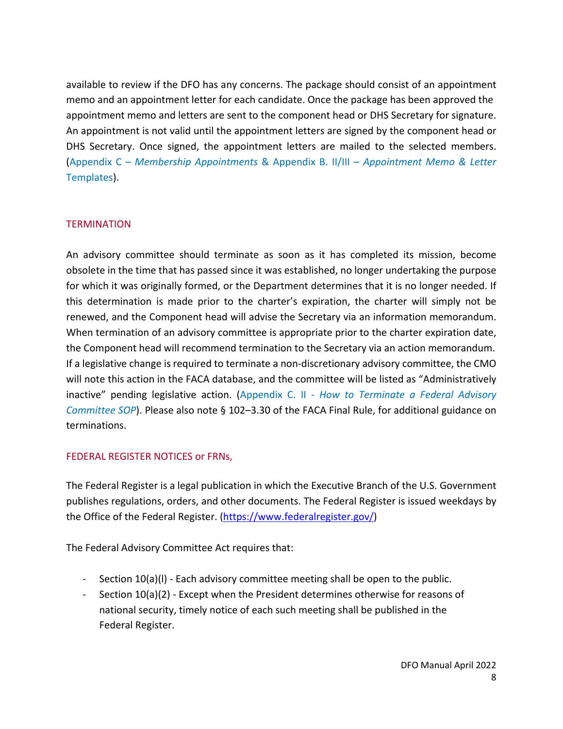available to review if the DFO has any concerns. The package should consist of an appointment memo and an appointment letter for each candidate. Once the package has been approved the appointment memo and letters are sent to the component head or DHS Secretary for signature. An appointment is not valid until the appointment letters are signed by the component head or DHS Secretary. Once signed, the appointment letters are mailed to the selected members. (Appendix C – *Membership Appointments* & Appendix B. II/III – *Appointment Memo & Letter* Templates).

## TERMINATION

An advisory committee should terminate as soon as it has completed its mission, become obsolete in the time that has passed since it was established, no longer undertaking the purpose for which it was originally formed, or the Department determines that it is no longer needed. If this determination is made prior to the charter's expiration, the charter will simply not be renewed, and the Component head will advise the Secretary via an information memorandum. When termination of an advisory committee is appropriate prior to the charter expiration date, the Component head will recommend termination to the Secretary via an action memorandum. If a legislative change is required to terminate a non-discretionary advisory committee, the CMO will note this action in the FACA database, and the committee will be listed as "Administratively inactive" pending legislative action. (Appendix C. II - *How to Terminate a Federal Advisory Committee SOP*). Please also note § 102–3.30 of the FACA Final Rule, for additional guidance on terminations.

## FEDERAL REGISTER NOTICES or FRNs,

The Federal Register is a legal publication in which the Executive Branch of the U.S. Government publishes regulations, orders, and other documents. The Federal Register is issued weekdays by the Office of the Federal Register. (https://www.federalregister.gov/)

The Federal Advisory Committee Act requires that:

- Section 10(a)(l) - Each advisory committee meeting shall be open to the public.
- Section 10(a)(2) - Except when the President determines otherwise for reasons of national security, timely notice of each such meeting shall be published in the Federal Register.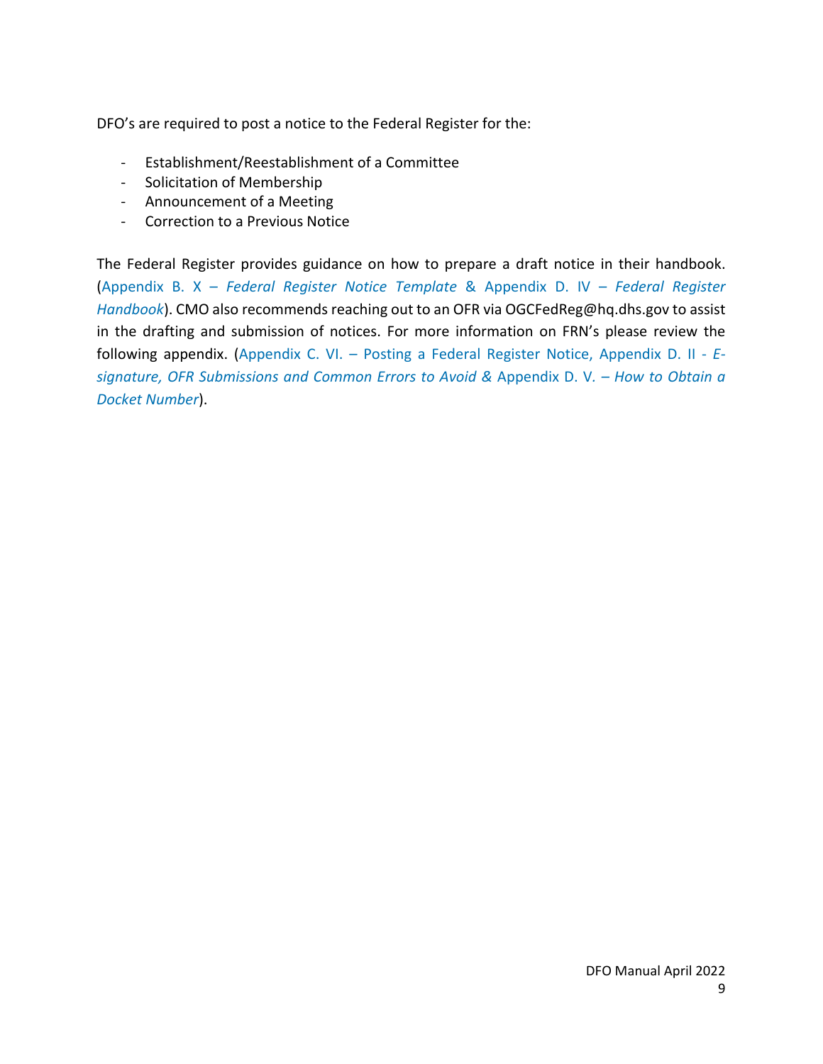DFO's are required to post a notice to the Federal Register for the:

- Establishment/Reestablishment of a Committee
- Solicitation of Membership
- Announcement of a Meeting
- Correction to a Previous Notice

The Federal Register provides guidance on how to prepare a draft notice in their handbook. (Appendix B. X – *Federal Register Notice Template* & Appendix D. IV – *Federal Register Handbook*). CMO also recommends reaching out to an OFR via OGCFedReg@hq.dhs.gov to assist in the drafting and submission of notices. For more information on FRN's please review the following appendix. (Appendix C. VI. – Posting a Federal Register Notice, Appendix D. II - *E-signature, OFR Submissions and Common Errors to Avoid &* Appendix D. V. – *How to Obtain a Docket Number*).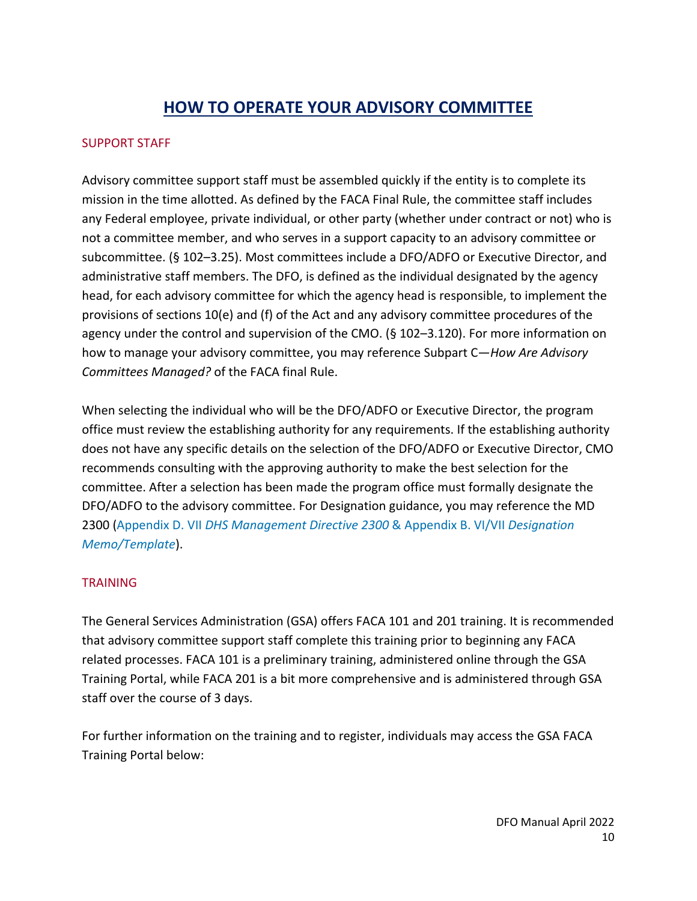# HOW TO OPERATE YOUR ADVISORY COMMITTEE

## SUPPORT STAFF

Advisory committee support staff must be assembled quickly if the entity is to complete its mission in the time allotted. As defined by the FACA Final Rule, the committee staff includes any Federal employee, private individual, or other party (whether under contract or not) who is not a committee member, and who serves in a support capacity to an advisory committee or subcommittee. (§ 102–3.25). Most committees include a DFO/ADFO or Executive Director, and administrative staff members. The DFO, is defined as the individual designated by the agency head, for each advisory committee for which the agency head is responsible, to implement the provisions of sections 10(e) and (f) of the Act and any advisory committee procedures of the agency under the control and supervision of the CMO. (§ 102–3.120). For more information on how to manage your advisory committee, you may reference Subpart C—*How Are Advisory Committees Managed?* of the FACA final Rule.

When selecting the individual who will be the DFO/ADFO or Executive Director, the program office must review the establishing authority for any requirements. If the establishing authority does not have any specific details on the selection of the DFO/ADFO or Executive Director, CMO recommends consulting with the approving authority to make the best selection for the committee. After a selection has been made the program office must formally designate the DFO/ADFO to the advisory committee. For Designation guidance, you may reference the MD 2300 (Appendix D. VII *DHS Management Directive 2300* & Appendix B. VI/VII *Designation Memo/Template*).

## TRAINING

The General Services Administration (GSA) offers FACA 101 and 201 training. It is recommended that advisory committee support staff complete this training prior to beginning any FACA related processes. FACA 101 is a preliminary training, administered online through the GSA Training Portal, while FACA 201 is a bit more comprehensive and is administered through GSA staff over the course of 3 days.

For further information on the training and to register, individuals may access the GSA FACA Training Portal below: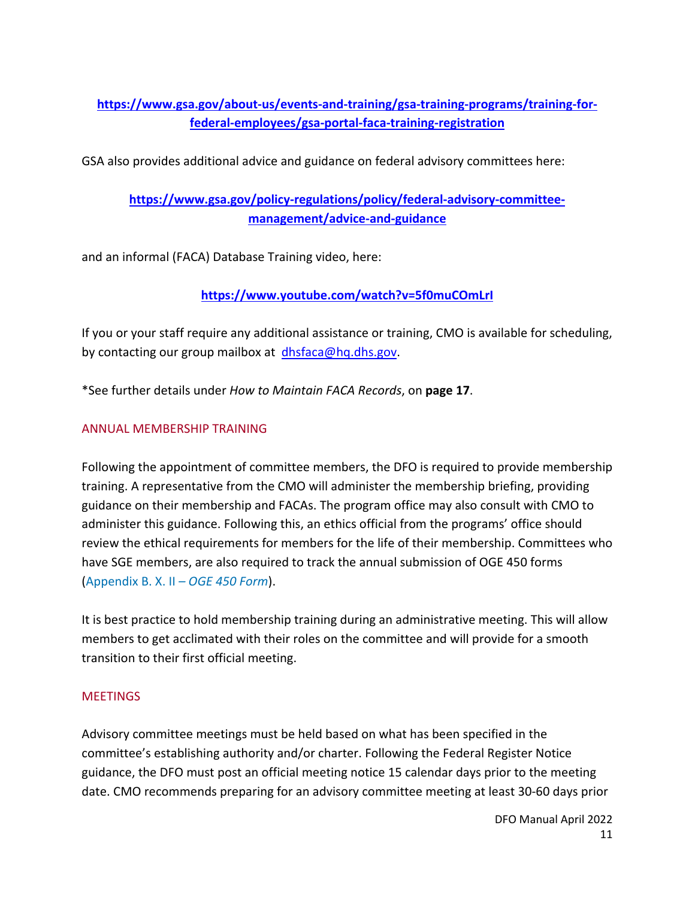**https://www.gsa.gov/about-us/events-and-training/gsa-training-programs/training-for-federal-employees/gsa-portal-faca-training-registration**

GSA also provides additional advice and guidance on federal advisory committees here:

**https://www.gsa.gov/policy-regulations/policy/federal-advisory-committee-management/advice-and-guidance**

and an informal (FACA) Database Training video, here:

**https://www.youtube.com/watch?v=5f0muCOmLrI**

If you or your staff require any additional assistance or training, CMO is available for scheduling, by contacting our group mailbox at dhsfaca@hq.dhs.gov.

*See further details under *How to Maintain FACA Records*, on **page 17**.

## ANNUAL MEMBERSHIP TRAINING

Following the appointment of committee members, the DFO is required to provide membership training. A representative from the CMO will administer the membership briefing, providing guidance on their membership and FACAs. The program office may also consult with CMO to administer this guidance. Following this, an ethics official from the programs' office should review the ethical requirements for members for the life of their membership. Committees who have SGE members, are also required to track the annual submission of OGE 450 forms (Appendix B. X. II – *OGE 450 Form*).

It is best practice to hold membership training during an administrative meeting. This will allow members to get acclimated with their roles on the committee and will provide for a smooth transition to their first official meeting.

## MEETINGS

Advisory committee meetings must be held based on what has been specified in the committee's establishing authority and/or charter. Following the Federal Register Notice guidance, the DFO must post an official meeting notice 15 calendar days prior to the meeting date. CMO recommends preparing for an advisory committee meeting at least 30-60 days prior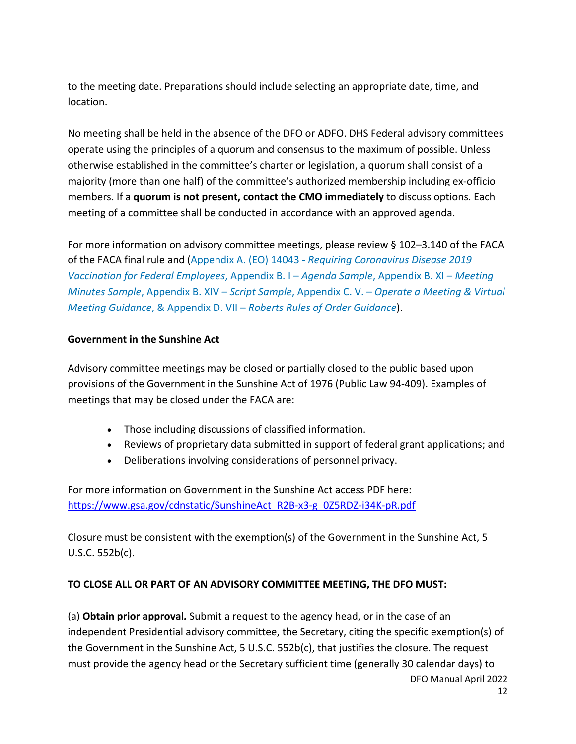to the meeting date. Preparations should include selecting an appropriate date, time, and location.

No meeting shall be held in the absence of the DFO or ADFO. DHS Federal advisory committees operate using the principles of a quorum and consensus to the maximum of possible. Unless otherwise established in the committee's charter or legislation, a quorum shall consist of a majority (more than one half) of the committee's authorized membership including ex-officio members. If a **quorum is not present, contact the CMO immediately** to discuss options. Each meeting of a committee shall be conducted in accordance with an approved agenda.

For more information on advisory committee meetings, please review § 102–3.140 of the FACA of the FACA final rule and (Appendix A. (EO) 14043 - *Requiring Coronavirus Disease 2019 Vaccination for Federal Employees*, Appendix B. I – *Agenda Sample*, Appendix B. XI – *Meeting Minutes Sample*, Appendix B. XIV – *Script Sample*, Appendix C. V. – *Operate a Meeting & Virtual Meeting Guidance*, & Appendix D. VII – *Roberts Rules of Order Guidance*).

**Government in the Sunshine Act**

Advisory committee meetings may be closed or partially closed to the public based upon provisions of the Government in the Sunshine Act of 1976 (Public Law 94-409). Examples of meetings that may be closed under the FACA are:

- Those including discussions of classified information.
- Reviews of proprietary data submitted in support of federal grant applications; and
- Deliberations involving considerations of personnel privacy.

For more information on Government in the Sunshine Act access PDF here: https://www.gsa.gov/cdnstatic/SunshineAct_R2B-x3-g_0Z5RDZ-i34K-pR.pdf

Closure must be consistent with the exemption(s) of the Government in the Sunshine Act, 5 U.S.C. 552b(c).

**TO CLOSE ALL OR PART OF AN ADVISORY COMMITTEE MEETING, THE DFO MUST:**

(a) ***Obtain prior approval.*** Submit a request to the agency head, or in the case of an independent Presidential advisory committee, the Secretary, citing the specific exemption(s) of the Government in the Sunshine Act, 5 U.S.C. 552b(c), that justifies the closure. The request must provide the agency head or the Secretary sufficient time (generally 30 calendar days) to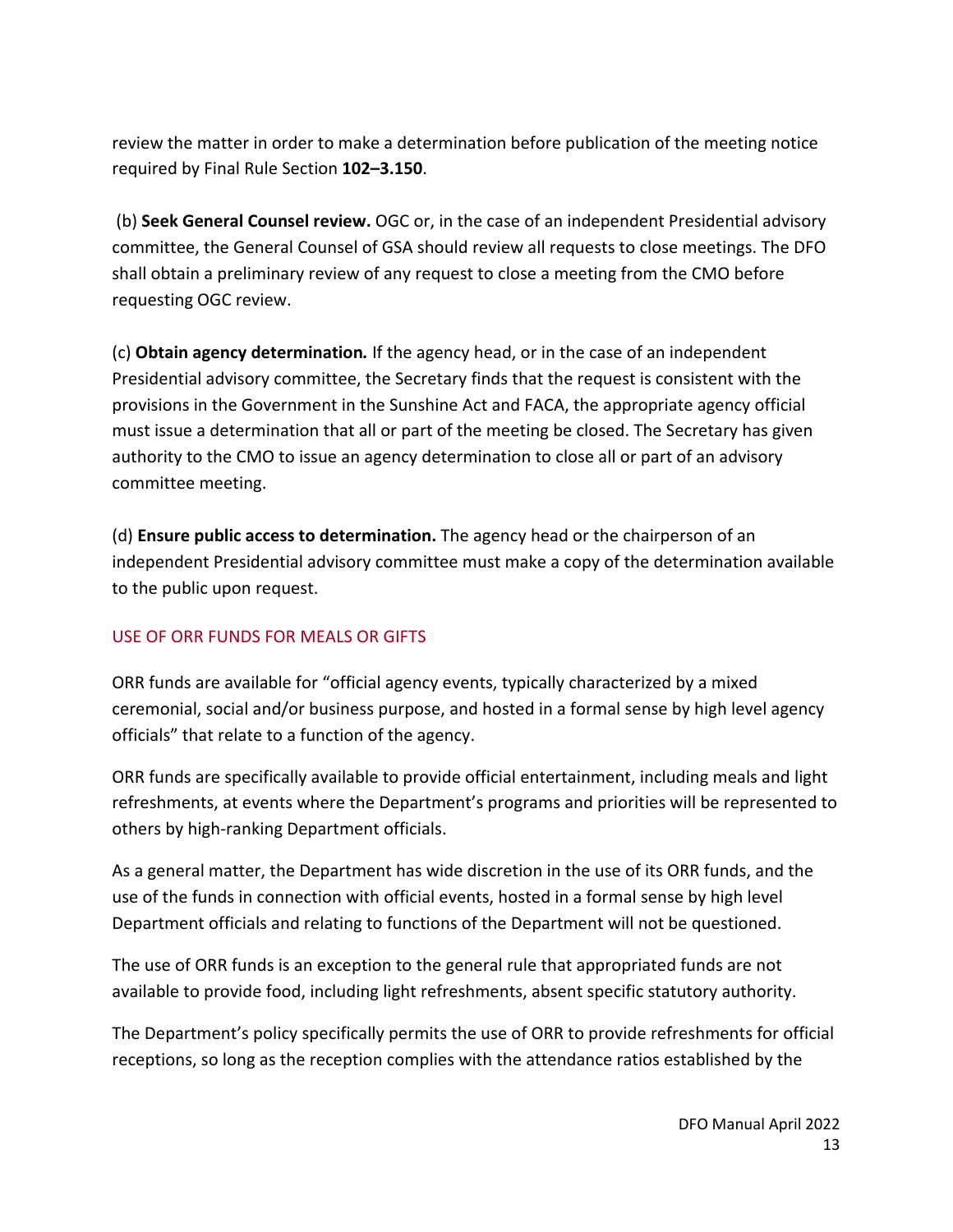review the matter in order to make a determination before publication of the meeting notice required by Final Rule Section **102–3.150**.

(b) **Seek General Counsel review.** OGC or, in the case of an independent Presidential advisory committee, the General Counsel of GSA should review all requests to close meetings. The DFO shall obtain a preliminary review of any request to close a meeting from the CMO before requesting OGC review.

(c) **Obtain agency determination***.* If the agency head, or in the case of an independent Presidential advisory committee, the Secretary finds that the request is consistent with the provisions in the Government in the Sunshine Act and FACA, the appropriate agency official must issue a determination that all or part of the meeting be closed. The Secretary has given authority to the CMO to issue an agency determination to close all or part of an advisory committee meeting.

(d) **Ensure public access to determination.** The agency head or the chairperson of an independent Presidential advisory committee must make a copy of the determination available to the public upon request.

## USE OF ORR FUNDS FOR MEALS OR GIFTS

ORR funds are available for "official agency events, typically characterized by a mixed ceremonial, social and/or business purpose, and hosted in a formal sense by high level agency officials" that relate to a function of the agency.

ORR funds are specifically available to provide official entertainment, including meals and light refreshments, at events where the Department's programs and priorities will be represented to others by high-ranking Department officials.

As a general matter, the Department has wide discretion in the use of its ORR funds, and the use of the funds in connection with official events, hosted in a formal sense by high level Department officials and relating to functions of the Department will not be questioned.

The use of ORR funds is an exception to the general rule that appropriated funds are not available to provide food, including light refreshments, absent specific statutory authority.

The Department's policy specifically permits the use of ORR to provide refreshments for official receptions, so long as the reception complies with the attendance ratios established by the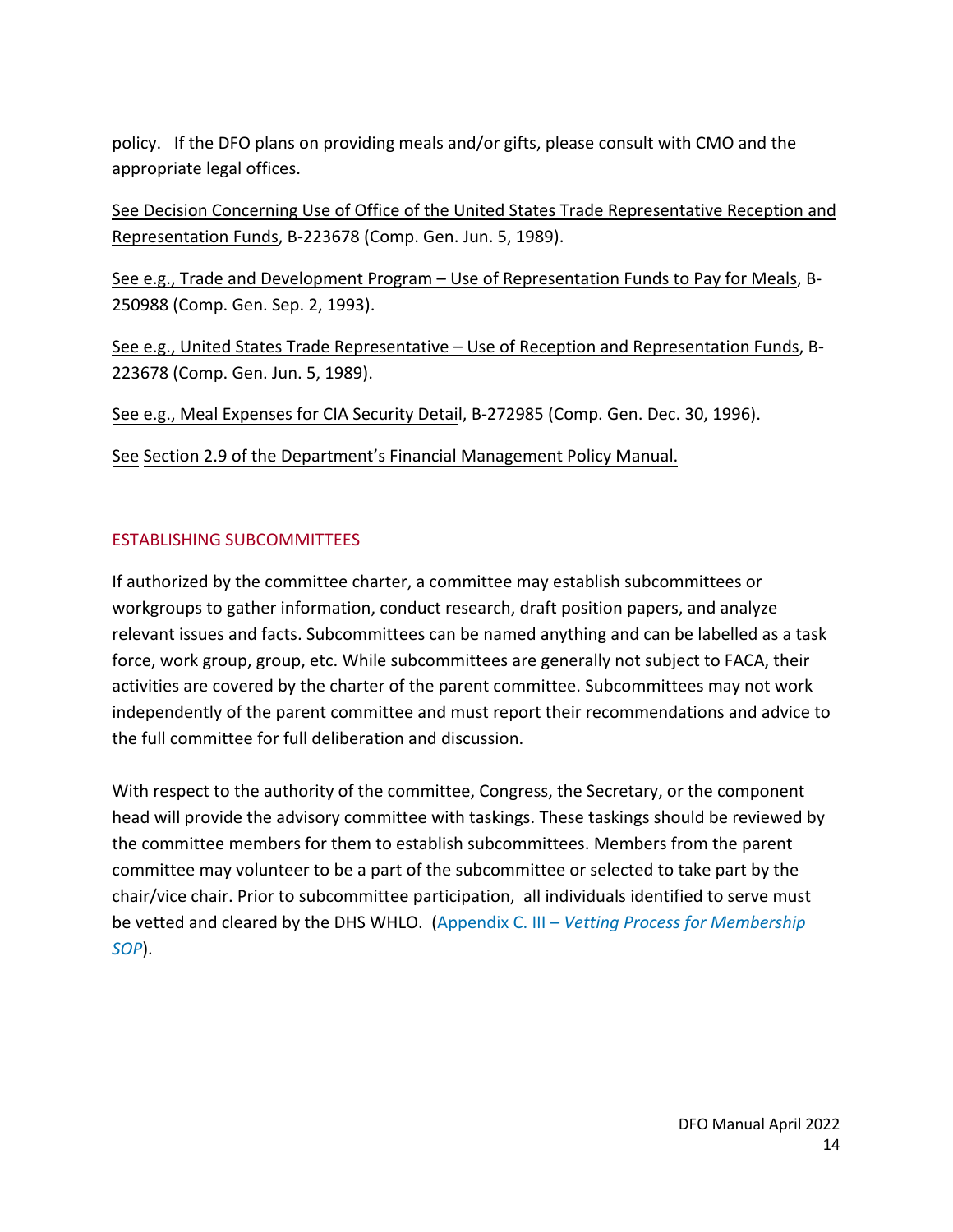policy. If the DFO plans on providing meals and/or gifts, please consult with CMO and the appropriate legal offices.

See Decision Concerning Use of Office of the United States Trade Representative Reception and Representation Funds, B-223678 (Comp. Gen. Jun. 5, 1989).

See e.g., Trade and Development Program – Use of Representation Funds to Pay for Meals, B-250988 (Comp. Gen. Sep. 2, 1993).

See e.g., United States Trade Representative – Use of Reception and Representation Funds, B-223678 (Comp. Gen. Jun. 5, 1989).

See e.g., Meal Expenses for CIA Security Detail, B-272985 (Comp. Gen. Dec. 30, 1996).

See Section 2.9 of the Department's Financial Management Policy Manual.

## ESTABLISHING SUBCOMMITTEES

If authorized by the committee charter, a committee may establish subcommittees or workgroups to gather information, conduct research, draft position papers, and analyze relevant issues and facts. Subcommittees can be named anything and can be labelled as a task force, work group, group, etc. While subcommittees are generally not subject to FACA, their activities are covered by the charter of the parent committee. Subcommittees may not work independently of the parent committee and must report their recommendations and advice to the full committee for full deliberation and discussion.

With respect to the authority of the committee, Congress, the Secretary, or the component head will provide the advisory committee with taskings. These taskings should be reviewed by the committee members for them to establish subcommittees. Members from the parent committee may volunteer to be a part of the subcommittee or selected to take part by the chair/vice chair. Prior to subcommittee participation, all individuals identified to serve must be vetted and cleared by the DHS WHLO. (Appendix C. III – *Vetting Process for Membership SOP*).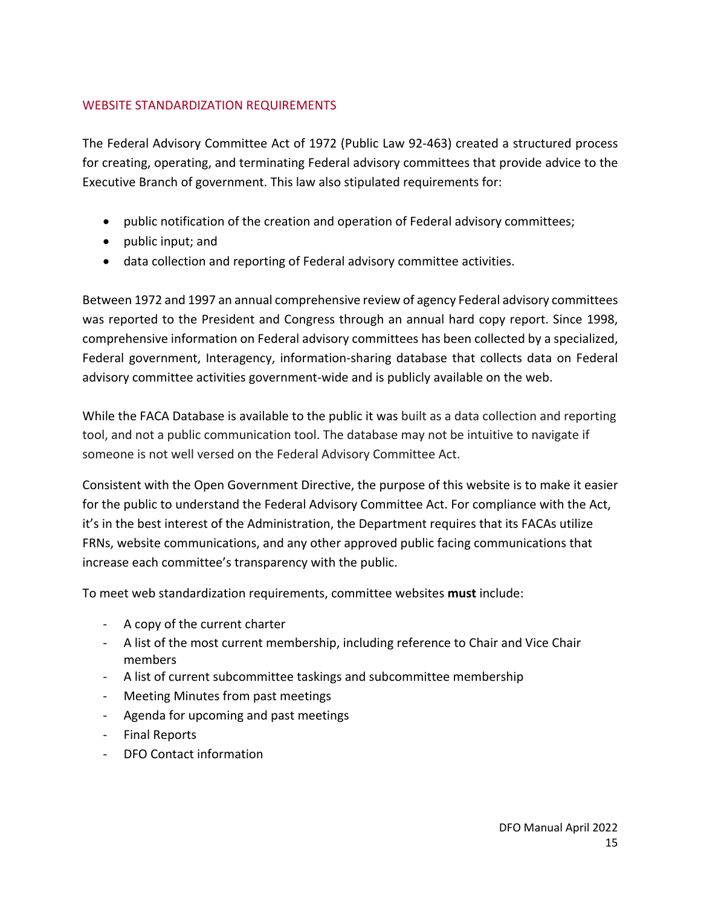## WEBSITE STANDARDIZATION REQUIREMENTS

The Federal Advisory Committee Act of 1972 (Public Law 92-463) created a structured process for creating, operating, and terminating Federal advisory committees that provide advice to the Executive Branch of government. This law also stipulated requirements for:

- public notification of the creation and operation of Federal advisory committees;
- public input; and
- data collection and reporting of Federal advisory committee activities.

Between 1972 and 1997 an annual comprehensive review of agency Federal advisory committees was reported to the President and Congress through an annual hard copy report. Since 1998, comprehensive information on Federal advisory committees has been collected by a specialized, Federal government, Interagency, information-sharing database that collects data on Federal advisory committee activities government-wide and is publicly available on the web.

While the FACA Database is available to the public it was built as a data collection and reporting tool, and not a public communication tool. The database may not be intuitive to navigate if someone is not well versed on the Federal Advisory Committee Act.

Consistent with the Open Government Directive, the purpose of this website is to make it easier for the public to understand the Federal Advisory Committee Act. For compliance with the Act, it's in the best interest of the Administration, the Department requires that its FACAs utilize FRNs, website communications, and any other approved public facing communications that increase each committee's transparency with the public.

To meet web standardization requirements, committee websites **must** include:

- A copy of the current charter
- A list of the most current membership, including reference to Chair and Vice Chair members
- A list of current subcommittee taskings and subcommittee membership
- Meeting Minutes from past meetings
- Agenda for upcoming and past meetings
- Final Reports
- DFO Contact information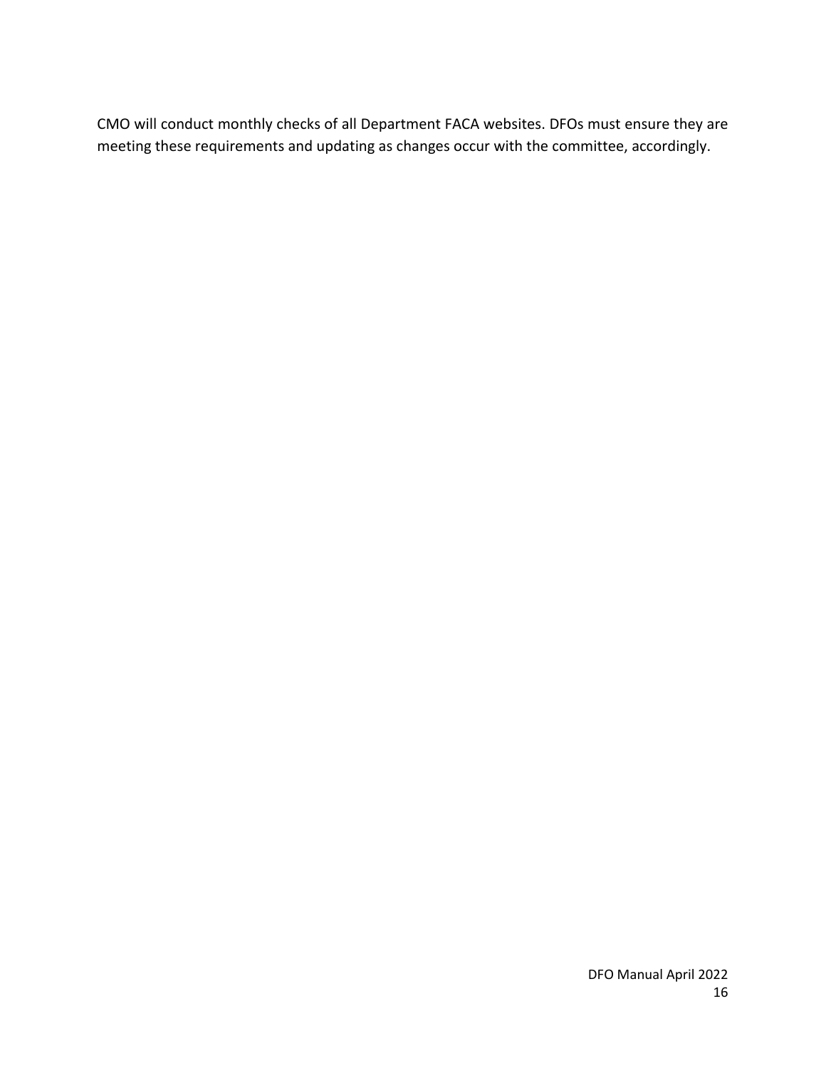CMO will conduct monthly checks of all Department FACA websites. DFOs must ensure they are meeting these requirements and updating as changes occur with the committee, accordingly.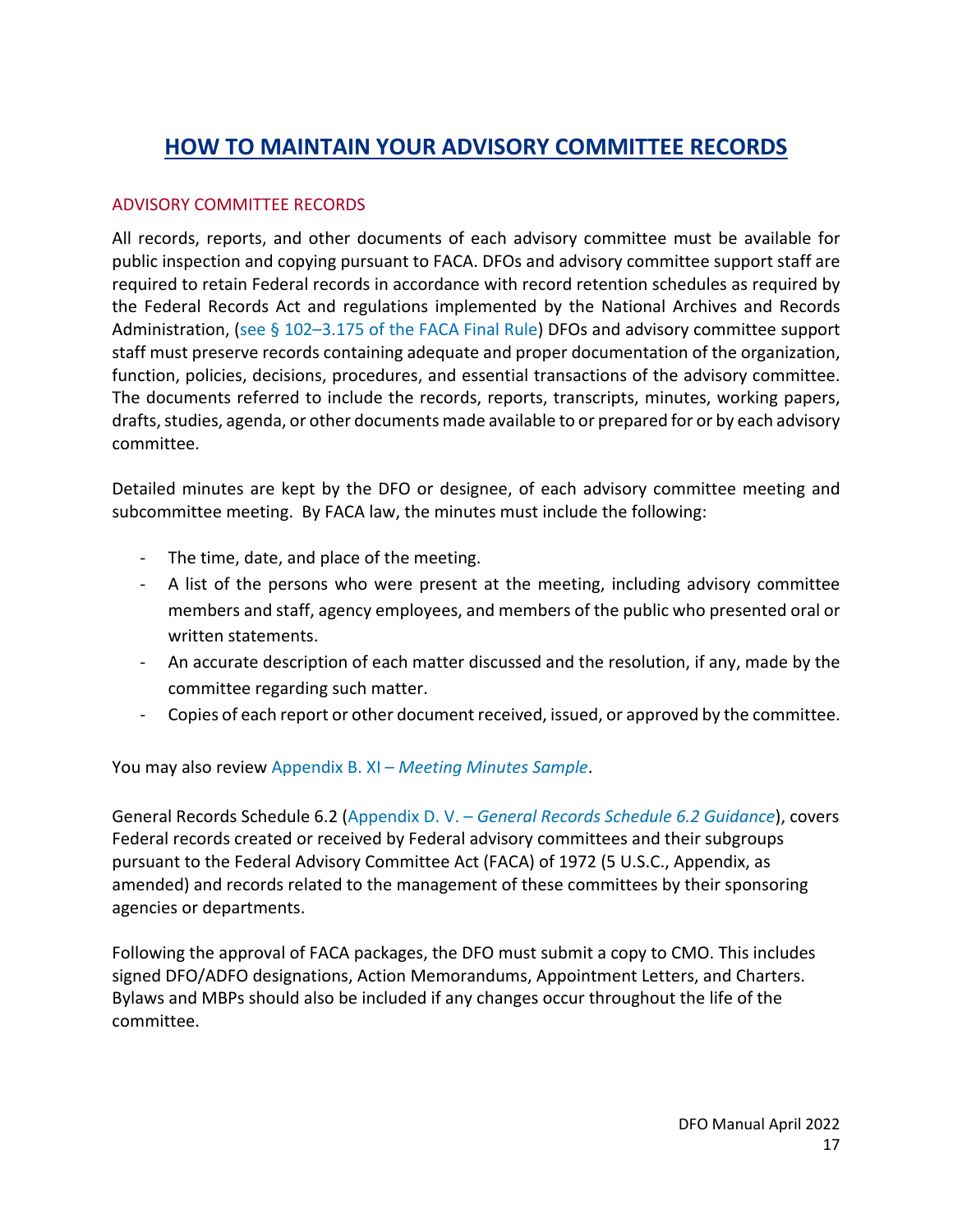# HOW TO MAINTAIN YOUR ADVISORY COMMITTEE RECORDS

## ADVISORY COMMITTEE RECORDS

All records, reports, and other documents of each advisory committee must be available for public inspection and copying pursuant to FACA. DFOs and advisory committee support staff are required to retain Federal records in accordance with record retention schedules as required by the Federal Records Act and regulations implemented by the National Archives and Records Administration, (see § 102–3.175 of the FACA Final Rule) DFOs and advisory committee support staff must preserve records containing adequate and proper documentation of the organization, function, policies, decisions, procedures, and essential transactions of the advisory committee. The documents referred to include the records, reports, transcripts, minutes, working papers, drafts, studies, agenda, or other documents made available to or prepared for or by each advisory committee.

Detailed minutes are kept by the DFO or designee, of each advisory committee meeting and subcommittee meeting. By FACA law, the minutes must include the following:

- The time, date, and place of the meeting.
- A list of the persons who were present at the meeting, including advisory committee members and staff, agency employees, and members of the public who presented oral or written statements.
- An accurate description of each matter discussed and the resolution, if any, made by the committee regarding such matter.
- Copies of each report or other document received, issued, or approved by the committee.

You may also review Appendix B. XI – *Meeting Minutes Sample*.

General Records Schedule 6.2 (Appendix D. V. – *General Records Schedule 6.2 Guidance*), covers Federal records created or received by Federal advisory committees and their subgroups pursuant to the Federal Advisory Committee Act (FACA) of 1972 (5 U.S.C., Appendix, as amended) and records related to the management of these committees by their sponsoring agencies or departments.

Following the approval of FACA packages, the DFO must submit a copy to CMO. This includes signed DFO/ADFO designations, Action Memorandums, Appointment Letters, and Charters. Bylaws and MBPs should also be included if any changes occur throughout the life of the committee.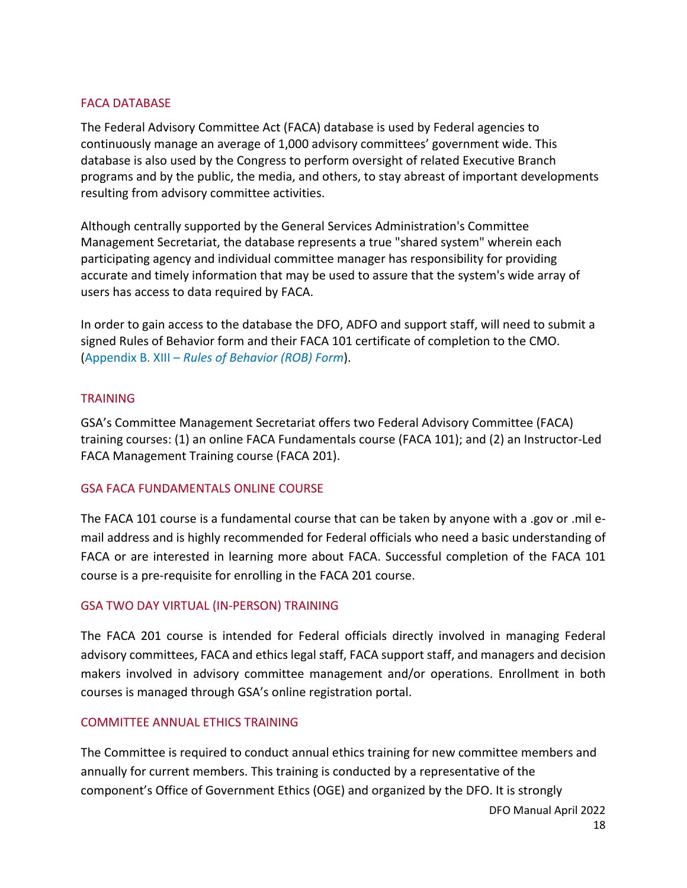## FACA DATABASE

The Federal Advisory Committee Act (FACA) database is used by Federal agencies to continuously manage an average of 1,000 advisory committees' government wide. This database is also used by the Congress to perform oversight of related Executive Branch programs and by the public, the media, and others, to stay abreast of important developments resulting from advisory committee activities.

Although centrally supported by the General Services Administration's Committee Management Secretariat, the database represents a true "shared system" wherein each participating agency and individual committee manager has responsibility for providing accurate and timely information that may be used to assure that the system's wide array of users has access to data required by FACA.

In order to gain access to the database the DFO, ADFO and support staff, will need to submit a signed Rules of Behavior form and their FACA 101 certificate of completion to the CMO. (Appendix B. XIII – *Rules of Behavior (ROB) Form*).

## TRAINING

GSA's Committee Management Secretariat offers two Federal Advisory Committee (FACA) training courses: (1) an online FACA Fundamentals course (FACA 101); and (2) an Instructor-Led FACA Management Training course (FACA 201).

## GSA FACA FUNDAMENTALS ONLINE COURSE

The FACA 101 course is a fundamental course that can be taken by anyone with a .gov or .mil e-mail address and is highly recommended for Federal officials who need a basic understanding of FACA or are interested in learning more about FACA. Successful completion of the FACA 101 course is a pre-requisite for enrolling in the FACA 201 course.

## GSA TWO DAY VIRTUAL (IN-PERSON) TRAINING

The FACA 201 course is intended for Federal officials directly involved in managing Federal advisory committees, FACA and ethics legal staff, FACA support staff, and managers and decision makers involved in advisory committee management and/or operations. Enrollment in both courses is managed through GSA's online registration portal.

## COMMITTEE ANNUAL ETHICS TRAINING

The Committee is required to conduct annual ethics training for new committee members and annually for current members. This training is conducted by a representative of the component's Office of Government Ethics (OGE) and organized by the DFO. It is strongly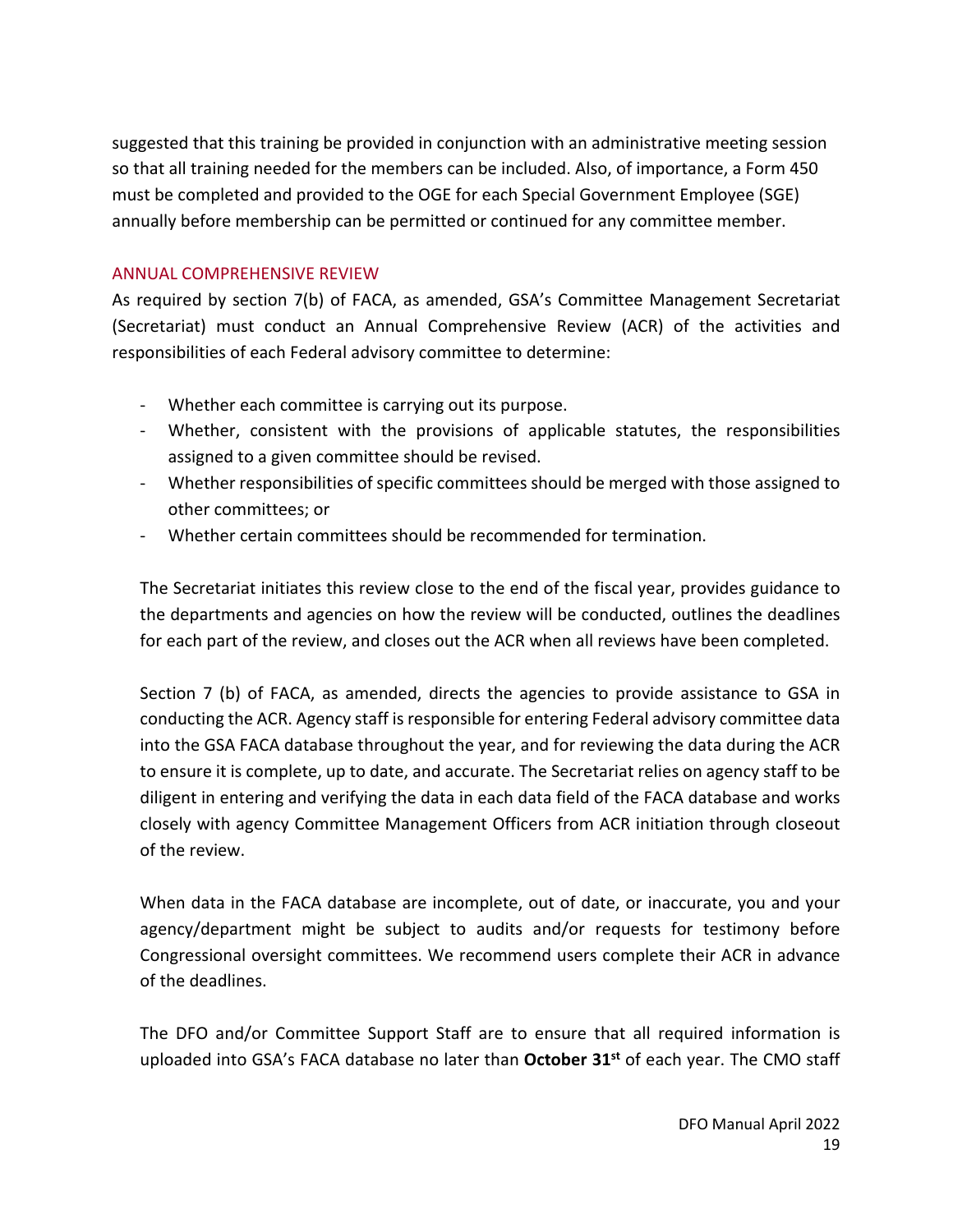suggested that this training be provided in conjunction with an administrative meeting session so that all training needed for the members can be included. Also, of importance, a Form 450 must be completed and provided to the OGE for each Special Government Employee (SGE) annually before membership can be permitted or continued for any committee member.

## ANNUAL COMPREHENSIVE REVIEW

As required by section 7(b) of FACA, as amended, GSA's Committee Management Secretariat (Secretariat) must conduct an Annual Comprehensive Review (ACR) of the activities and responsibilities of each Federal advisory committee to determine:

- Whether each committee is carrying out its purpose.
- Whether, consistent with the provisions of applicable statutes, the responsibilities assigned to a given committee should be revised.
- Whether responsibilities of specific committees should be merged with those assigned to other committees; or
- Whether certain committees should be recommended for termination.

The Secretariat initiates this review close to the end of the fiscal year, provides guidance to the departments and agencies on how the review will be conducted, outlines the deadlines for each part of the review, and closes out the ACR when all reviews have been completed.

Section 7 (b) of FACA, as amended, directs the agencies to provide assistance to GSA in conducting the ACR. Agency staff is responsible for entering Federal advisory committee data into the GSA FACA database throughout the year, and for reviewing the data during the ACR to ensure it is complete, up to date, and accurate. The Secretariat relies on agency staff to be diligent in entering and verifying the data in each data field of the FACA database and works closely with agency Committee Management Officers from ACR initiation through closeout of the review.

When data in the FACA database are incomplete, out of date, or inaccurate, you and your agency/department might be subject to audits and/or requests for testimony before Congressional oversight committees. We recommend users complete their ACR in advance of the deadlines.

The DFO and/or Committee Support Staff are to ensure that all required information is uploaded into GSA's FACA database no later than **October 31st** of each year. The CMO staff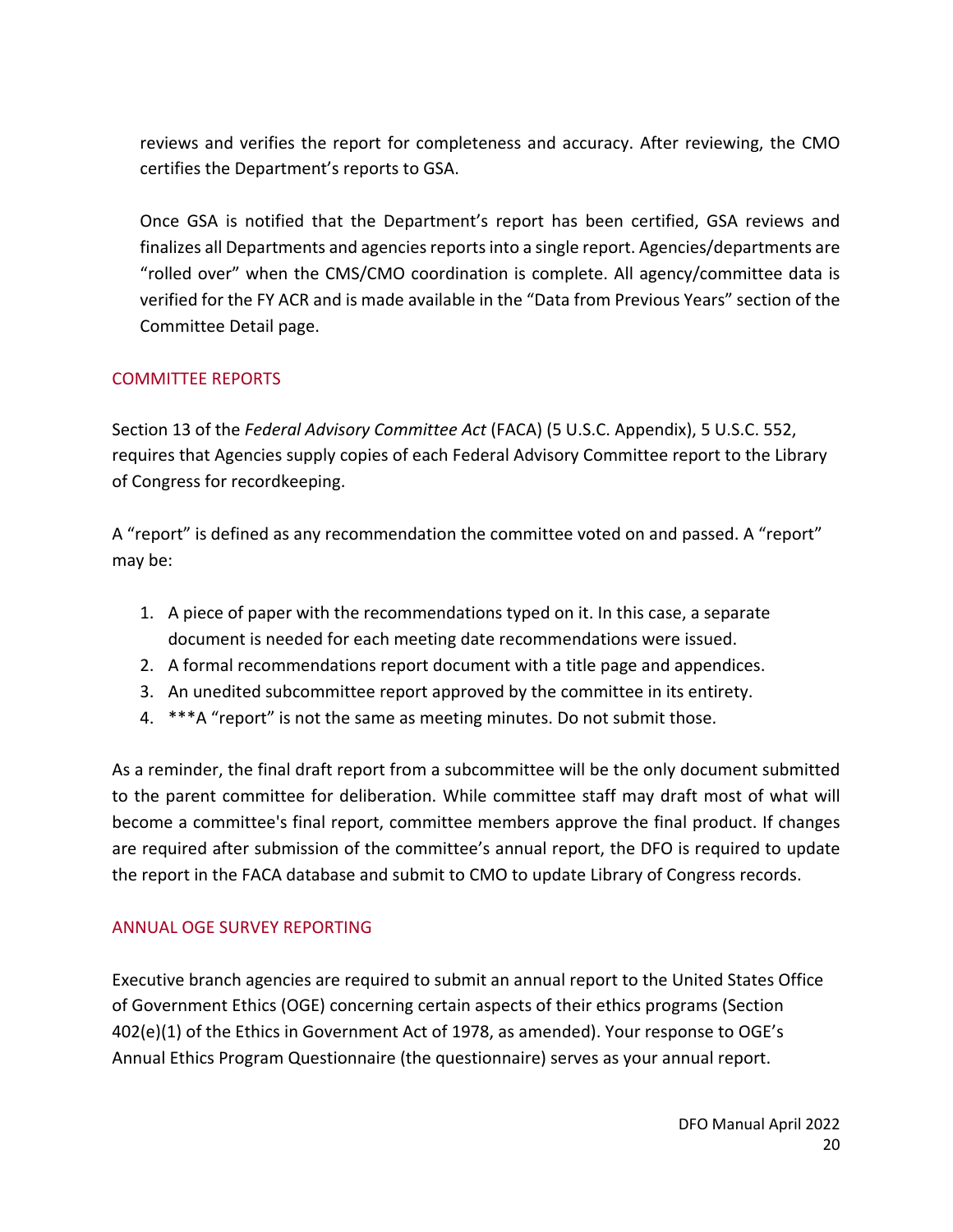reviews and verifies the report for completeness and accuracy. After reviewing, the CMO certifies the Department's reports to GSA.

Once GSA is notified that the Department's report has been certified, GSA reviews and finalizes all Departments and agencies reports into a single report. Agencies/departments are "rolled over" when the CMS/CMO coordination is complete. All agency/committee data is verified for the FY ACR and is made available in the "Data from Previous Years" section of the Committee Detail page.

## COMMITTEE REPORTS

Section 13 of the *Federal Advisory Committee Act* (FACA) (5 U.S.C. Appendix), 5 U.S.C. 552, requires that Agencies supply copies of each Federal Advisory Committee report to the Library of Congress for recordkeeping.

A "report" is defined as any recommendation the committee voted on and passed. A "report" may be:

1. A piece of paper with the recommendations typed on it. In this case, a separate document is needed for each meeting date recommendations were issued.
2. A formal recommendations report document with a title page and appendices.
3. An unedited subcommittee report approved by the committee in its entirety.
4. ***A "report" is not the same as meeting minutes. Do not submit those.

As a reminder, the final draft report from a subcommittee will be the only document submitted to the parent committee for deliberation. While committee staff may draft most of what will become a committee's final report, committee members approve the final product. If changes are required after submission of the committee's annual report, the DFO is required to update the report in the FACA database and submit to CMO to update Library of Congress records.

## ANNUAL OGE SURVEY REPORTING

Executive branch agencies are required to submit an annual report to the United States Office of Government Ethics (OGE) concerning certain aspects of their ethics programs (Section 402(e)(1) of the Ethics in Government Act of 1978, as amended). Your response to OGE's Annual Ethics Program Questionnaire (the questionnaire) serves as your annual report.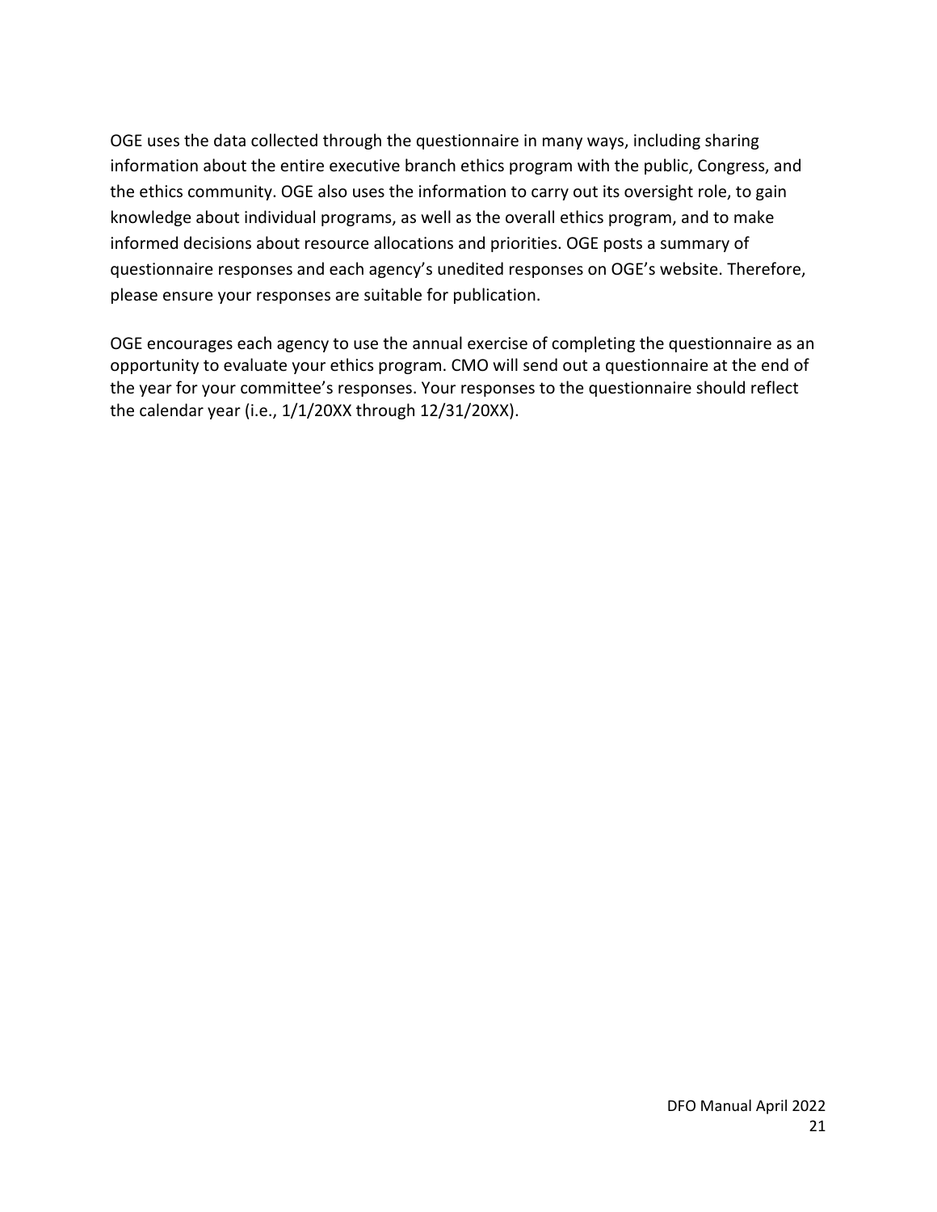OGE uses the data collected through the questionnaire in many ways, including sharing information about the entire executive branch ethics program with the public, Congress, and the ethics community. OGE also uses the information to carry out its oversight role, to gain knowledge about individual programs, as well as the overall ethics program, and to make informed decisions about resource allocations and priorities. OGE posts a summary of questionnaire responses and each agency's unedited responses on OGE's website. Therefore, please ensure your responses are suitable for publication.

OGE encourages each agency to use the annual exercise of completing the questionnaire as an opportunity to evaluate your ethics program. CMO will send out a questionnaire at the end of the year for your committee's responses. Your responses to the questionnaire should reflect the calendar year (i.e., 1/1/20XX through 12/31/20XX).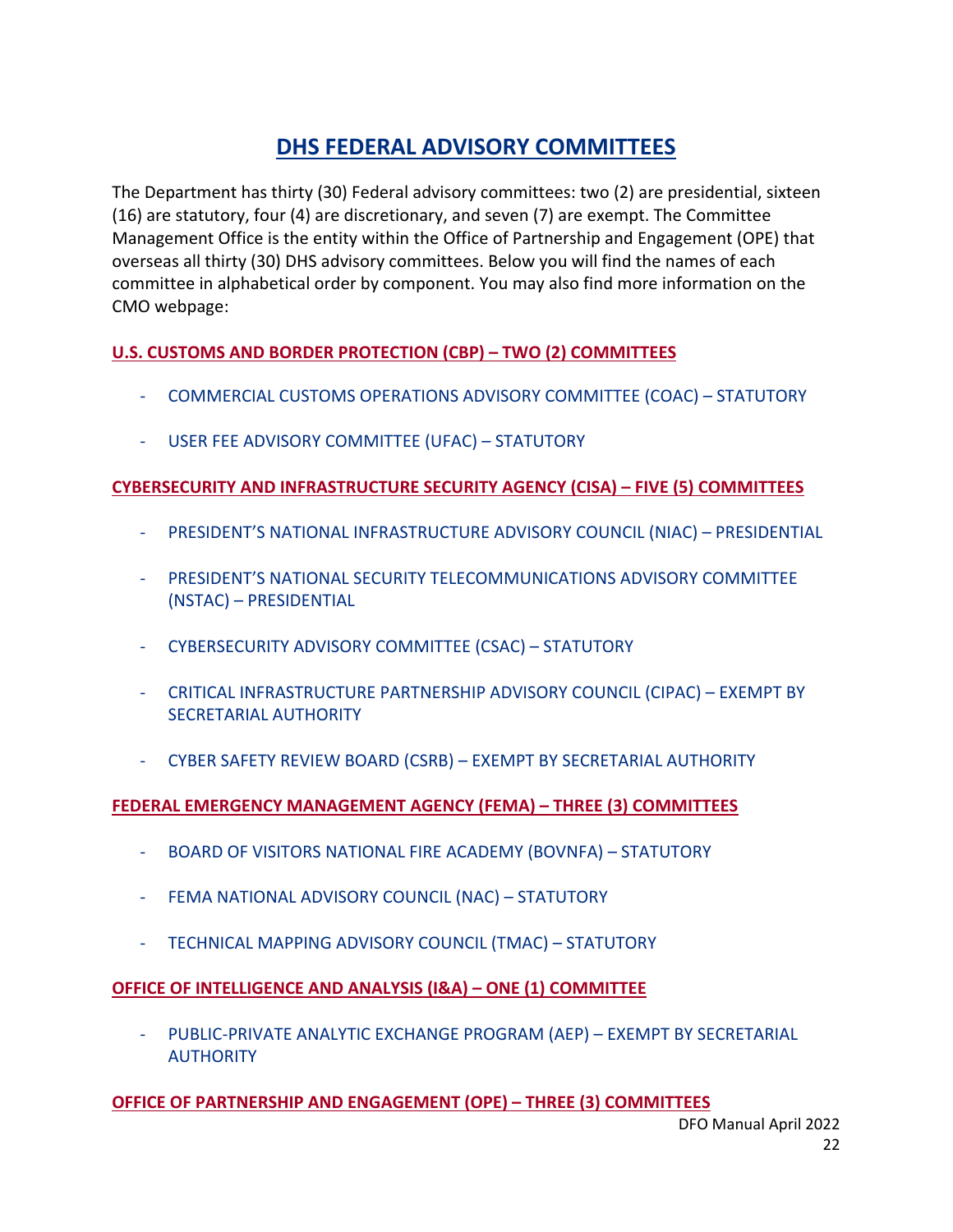# DHS FEDERAL ADVISORY COMMITTEES

The Department has thirty (30) Federal advisory committees: two (2) are presidential, sixteen (16) are statutory, four (4) are discretionary, and seven (7) are exempt. The Committee Management Office is the entity within the Office of Partnership and Engagement (OPE) that overseas all thirty (30) DHS advisory committees. Below you will find the names of each committee in alphabetical order by component. You may also find more information on the CMO webpage:

## U.S. CUSTOMS AND BORDER PROTECTION (CBP) – TWO (2) COMMITTEES

- COMMERCIAL CUSTOMS OPERATIONS ADVISORY COMMITTEE (COAC) – STATUTORY
- USER FEE ADVISORY COMMITTEE (UFAC) – STATUTORY

## CYBERSECURITY AND INFRASTRUCTURE SECURITY AGENCY (CISA) – FIVE (5) COMMITTEES

- PRESIDENT'S NATIONAL INFRASTRUCTURE ADVISORY COUNCIL (NIAC) – PRESIDENTIAL
- PRESIDENT'S NATIONAL SECURITY TELECOMMUNICATIONS ADVISORY COMMITTEE (NSTAC) – PRESIDENTIAL
- CYBERSECURITY ADVISORY COMMITTEE (CSAC) – STATUTORY
- CRITICAL INFRASTRUCTURE PARTNERSHIP ADVISORY COUNCIL (CIPAC) – EXEMPT BY SECRETARIAL AUTHORITY
- CYBER SAFETY REVIEW BOARD (CSRB) – EXEMPT BY SECRETARIAL AUTHORITY

## FEDERAL EMERGENCY MANAGEMENT AGENCY (FEMA) – THREE (3) COMMITTEES

- BOARD OF VISITORS NATIONAL FIRE ACADEMY (BOVNFA) – STATUTORY
- FEMA NATIONAL ADVISORY COUNCIL (NAC) – STATUTORY
- TECHNICAL MAPPING ADVISORY COUNCIL (TMAC) – STATUTORY

## OFFICE OF INTELLIGENCE AND ANALYSIS (I&A) – ONE (1) COMMITTEE

- PUBLIC-PRIVATE ANALYTIC EXCHANGE PROGRAM (AEP) – EXEMPT BY SECRETARIAL AUTHORITY

## OFFICE OF PARTNERSHIP AND ENGAGEMENT (OPE) – THREE (3) COMMITTEES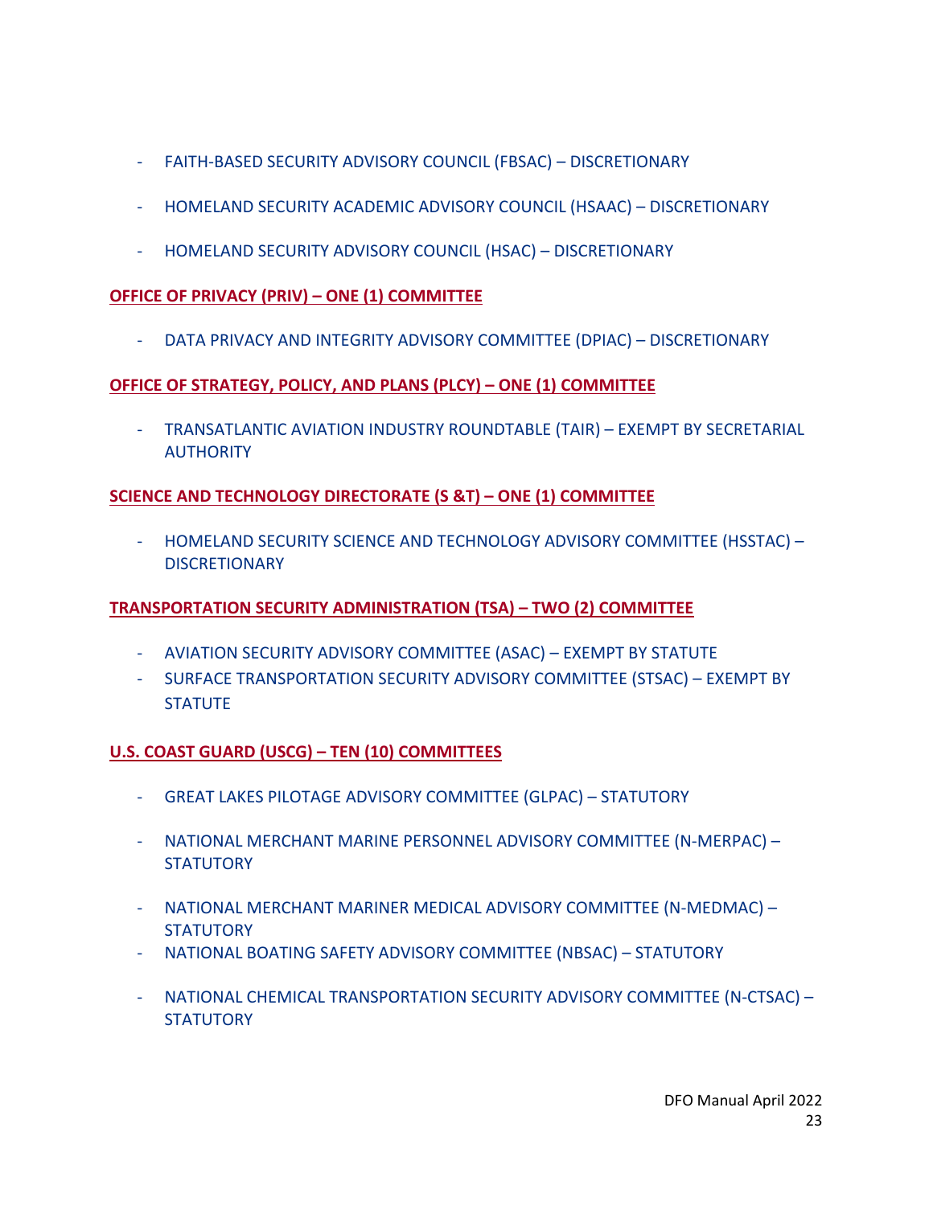- FAITH-BASED SECURITY ADVISORY COUNCIL (FBSAC) – DISCRETIONARY
- HOMELAND SECURITY ACADEMIC ADVISORY COUNCIL (HSAAC) – DISCRETIONARY
- HOMELAND SECURITY ADVISORY COUNCIL (HSAC) – DISCRETIONARY

**OFFICE OF PRIVACY (PRIV) – ONE (1) COMMITTEE**

- DATA PRIVACY AND INTEGRITY ADVISORY COMMITTEE (DPIAC) – DISCRETIONARY

**OFFICE OF STRATEGY, POLICY, AND PLANS (PLCY) – ONE (1) COMMITTEE**

- TRANSATLANTIC AVIATION INDUSTRY ROUNDTABLE (TAIR) – EXEMPT BY SECRETARIAL AUTHORITY

**SCIENCE AND TECHNOLOGY DIRECTORATE (S &T) – ONE (1) COMMITTEE**

- HOMELAND SECURITY SCIENCE AND TECHNOLOGY ADVISORY COMMITTEE (HSSTAC) – DISCRETIONARY

**TRANSPORTATION SECURITY ADMINISTRATION (TSA) – TWO (2) COMMITTEE**

- AVIATION SECURITY ADVISORY COMMITTEE (ASAC) – EXEMPT BY STATUTE
- SURFACE TRANSPORTATION SECURITY ADVISORY COMMITTEE (STSAC) – EXEMPT BY STATUTE

**U.S. COAST GUARD (USCG) – TEN (10) COMMITTEES**

- GREAT LAKES PILOTAGE ADVISORY COMMITTEE (GLPAC) – STATUTORY
- NATIONAL MERCHANT MARINE PERSONNEL ADVISORY COMMITTEE (N-MERPAC) – STATUTORY
- NATIONAL MERCHANT MARINER MEDICAL ADVISORY COMMITTEE (N-MEDMAC) – STATUTORY
- NATIONAL BOATING SAFETY ADVISORY COMMITTEE (NBSAC) – STATUTORY
- NATIONAL CHEMICAL TRANSPORTATION SECURITY ADVISORY COMMITTEE (N-CTSAC) – STATUTORY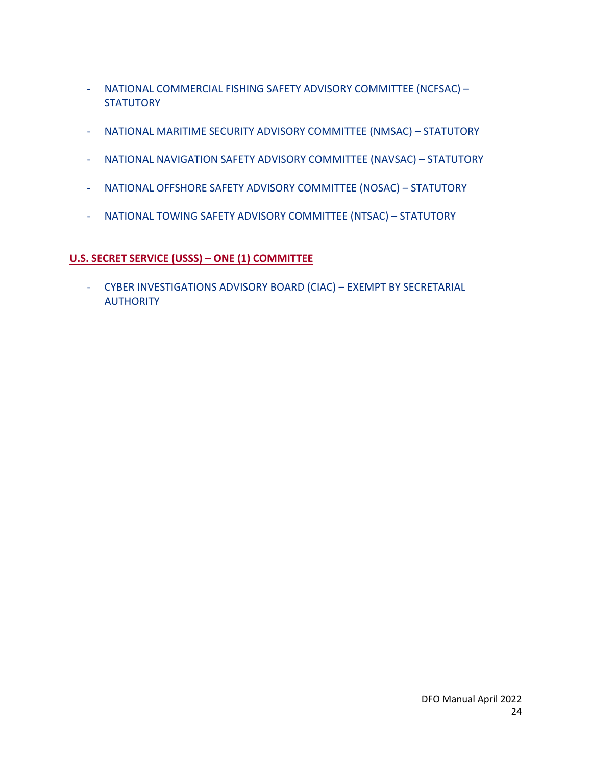- NATIONAL COMMERCIAL FISHING SAFETY ADVISORY COMMITTEE (NCFSAC) – STATUTORY

- NATIONAL MARITIME SECURITY ADVISORY COMMITTEE (NMSAC) – STATUTORY

- NATIONAL NAVIGATION SAFETY ADVISORY COMMITTEE (NAVSAC) – STATUTORY

- NATIONAL OFFSHORE SAFETY ADVISORY COMMITTEE (NOSAC) – STATUTORY

- NATIONAL TOWING SAFETY ADVISORY COMMITTEE (NTSAC) – STATUTORY

**U.S. SECRET SERVICE (USSS) – ONE (1) COMMITTEE**

- CYBER INVESTIGATIONS ADVISORY BOARD (CIAC) – EXEMPT BY SECRETARIAL AUTHORITY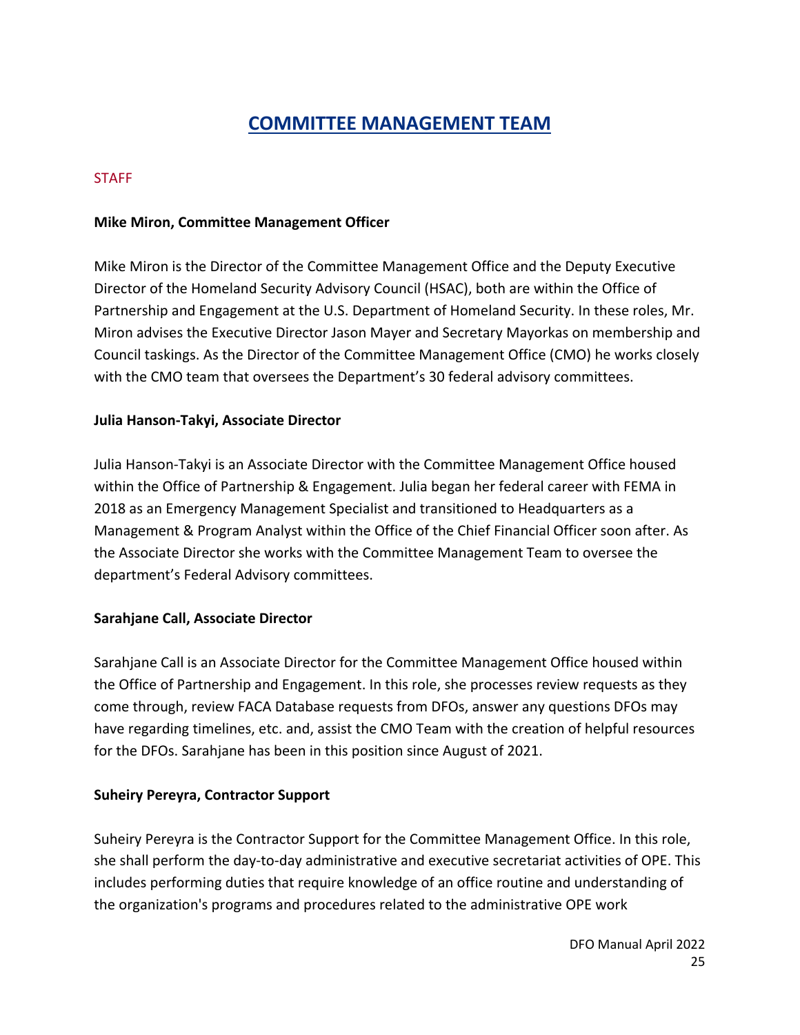# COMMITTEE MANAGEMENT TEAM

## STAFF

**Mike Miron, Committee Management Officer**

Mike Miron is the Director of the Committee Management Office and the Deputy Executive Director of the Homeland Security Advisory Council (HSAC), both are within the Office of Partnership and Engagement at the U.S. Department of Homeland Security. In these roles, Mr. Miron advises the Executive Director Jason Mayer and Secretary Mayorkas on membership and Council taskings. As the Director of the Committee Management Office (CMO) he works closely with the CMO team that oversees the Department's 30 federal advisory committees.

**Julia Hanson-Takyi, Associate Director**

Julia Hanson-Takyi is an Associate Director with the Committee Management Office housed within the Office of Partnership & Engagement. Julia began her federal career with FEMA in 2018 as an Emergency Management Specialist and transitioned to Headquarters as a Management & Program Analyst within the Office of the Chief Financial Officer soon after. As the Associate Director she works with the Committee Management Team to oversee the department's Federal Advisory committees.

**Sarahjane Call, Associate Director**

Sarahjane Call is an Associate Director for the Committee Management Office housed within the Office of Partnership and Engagement. In this role, she processes review requests as they come through, review FACA Database requests from DFOs, answer any questions DFOs may have regarding timelines, etc. and, assist the CMO Team with the creation of helpful resources for the DFOs. Sarahjane has been in this position since August of 2021.

**Suheiry Pereyra, Contractor Support**

Suheiry Pereyra is the Contractor Support for the Committee Management Office. In this role, she shall perform the day-to-day administrative and executive secretariat activities of OPE. This includes performing duties that require knowledge of an office routine and understanding of the organization's programs and procedures related to the administrative OPE work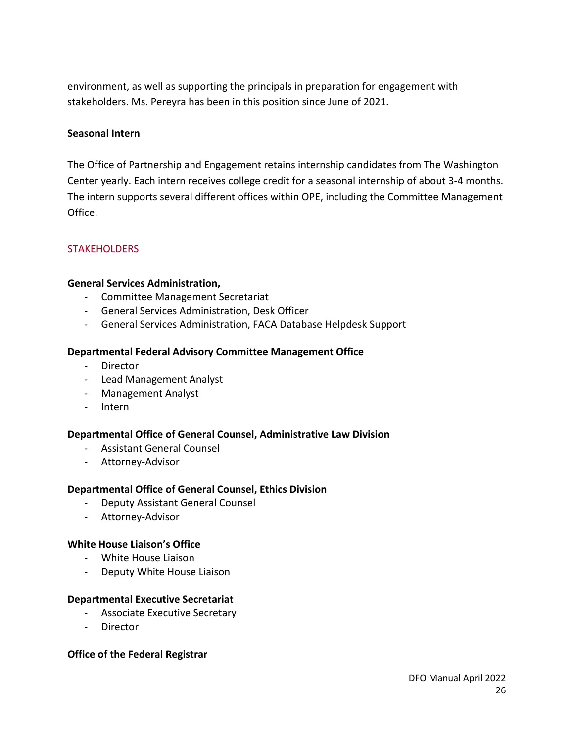environment, as well as supporting the principals in preparation for engagement with stakeholders. Ms. Pereyra has been in this position since June of 2021.

**Seasonal Intern**

The Office of Partnership and Engagement retains internship candidates from The Washington Center yearly. Each intern receives college credit for a seasonal internship of about 3-4 months. The intern supports several different offices within OPE, including the Committee Management Office.

## STAKEHOLDERS

**General Services Administration,**

- Committee Management Secretariat
- General Services Administration, Desk Officer
- General Services Administration, FACA Database Helpdesk Support

**Departmental Federal Advisory Committee Management Office**

- Director
- Lead Management Analyst
- Management Analyst
- Intern

**Departmental Office of General Counsel, Administrative Law Division**

- Assistant General Counsel
- Attorney-Advisor

**Departmental Office of General Counsel, Ethics Division**

- Deputy Assistant General Counsel
- Attorney-Advisor

**White House Liaison's Office**

- White House Liaison
- Deputy White House Liaison

**Departmental Executive Secretariat**

- Associate Executive Secretary
- Director

**Office of the Federal Registrar**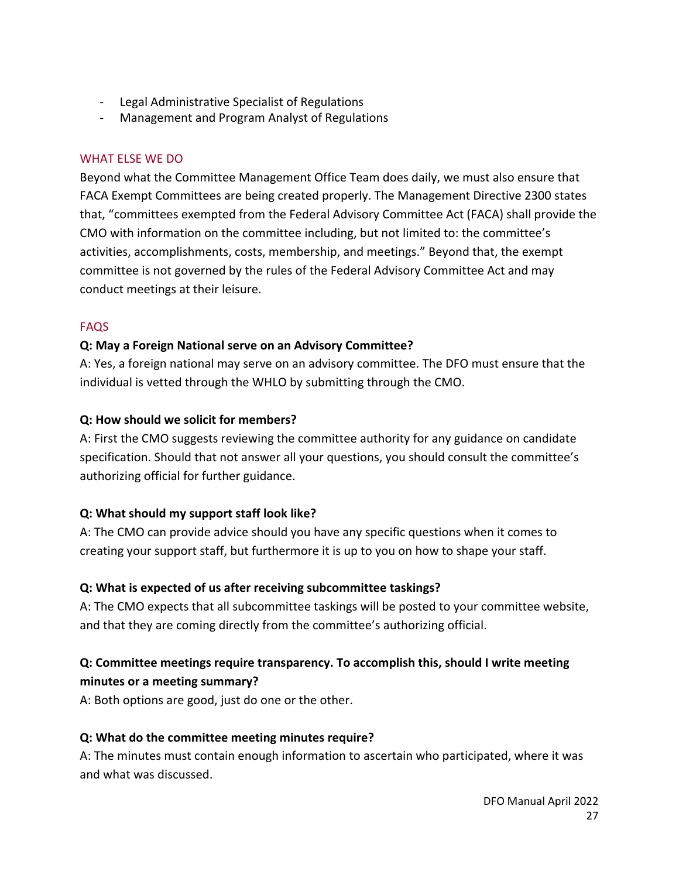- Legal Administrative Specialist of Regulations
- Management and Program Analyst of Regulations

## WHAT ELSE WE DO

Beyond what the Committee Management Office Team does daily, we must also ensure that FACA Exempt Committees are being created properly. The Management Directive 2300 states that, "committees exempted from the Federal Advisory Committee Act (FACA) shall provide the CMO with information on the committee including, but not limited to: the committee's activities, accomplishments, costs, membership, and meetings." Beyond that, the exempt committee is not governed by the rules of the Federal Advisory Committee Act and may conduct meetings at their leisure.

## FAQS

**Q: May a Foreign National serve on an Advisory Committee?**

A: Yes, a foreign national may serve on an advisory committee. The DFO must ensure that the individual is vetted through the WHLO by submitting through the CMO.

**Q: How should we solicit for members?**

A: First the CMO suggests reviewing the committee authority for any guidance on candidate specification. Should that not answer all your questions, you should consult the committee's authorizing official for further guidance.

**Q: What should my support staff look like?**

A: The CMO can provide advice should you have any specific questions when it comes to creating your support staff, but furthermore it is up to you on how to shape your staff.

**Q: What is expected of us after receiving subcommittee taskings?**

A: The CMO expects that all subcommittee taskings will be posted to your committee website, and that they are coming directly from the committee's authorizing official.

**Q: Committee meetings require transparency. To accomplish this, should I write meeting minutes or a meeting summary?**

A: Both options are good, just do one or the other.

**Q: What do the committee meeting minutes require?**

A: The minutes must contain enough information to ascertain who participated, where it was and what was discussed.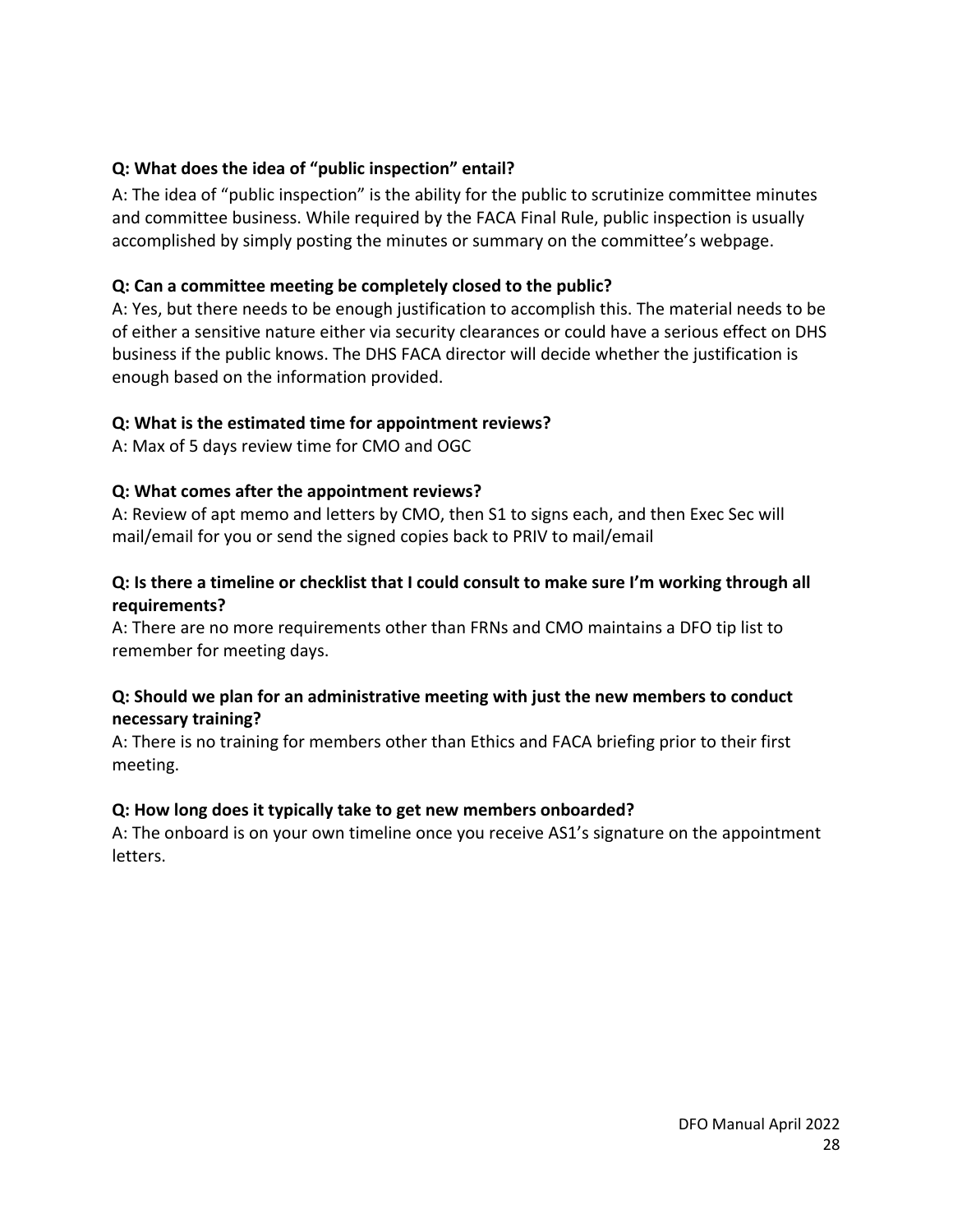**Q: What does the idea of “public inspection” entail?**

A: The idea of “public inspection” is the ability for the public to scrutinize committee minutes and committee business. While required by the FACA Final Rule, public inspection is usually accomplished by simply posting the minutes or summary on the committee’s webpage.

**Q: Can a committee meeting be completely closed to the public?**

A: Yes, but there needs to be enough justification to accomplish this. The material needs to be of either a sensitive nature either via security clearances or could have a serious effect on DHS business if the public knows. The DHS FACA director will decide whether the justification is enough based on the information provided.

**Q: What is the estimated time for appointment reviews?**

A: Max of 5 days review time for CMO and OGC

**Q: What comes after the appointment reviews?**

A: Review of apt memo and letters by CMO, then S1 to signs each, and then Exec Sec will mail/email for you or send the signed copies back to PRIV to mail/email

**Q: Is there a timeline or checklist that I could consult to make sure I’m working through all requirements?**

A: There are no more requirements other than FRNs and CMO maintains a DFO tip list to remember for meeting days.

**Q: Should we plan for an administrative meeting with just the new members to conduct necessary training?**

A: There is no training for members other than Ethics and FACA briefing prior to their first meeting.

**Q: How long does it typically take to get new members onboarded?**

A: The onboard is on your own timeline once you receive AS1’s signature on the appointment letters.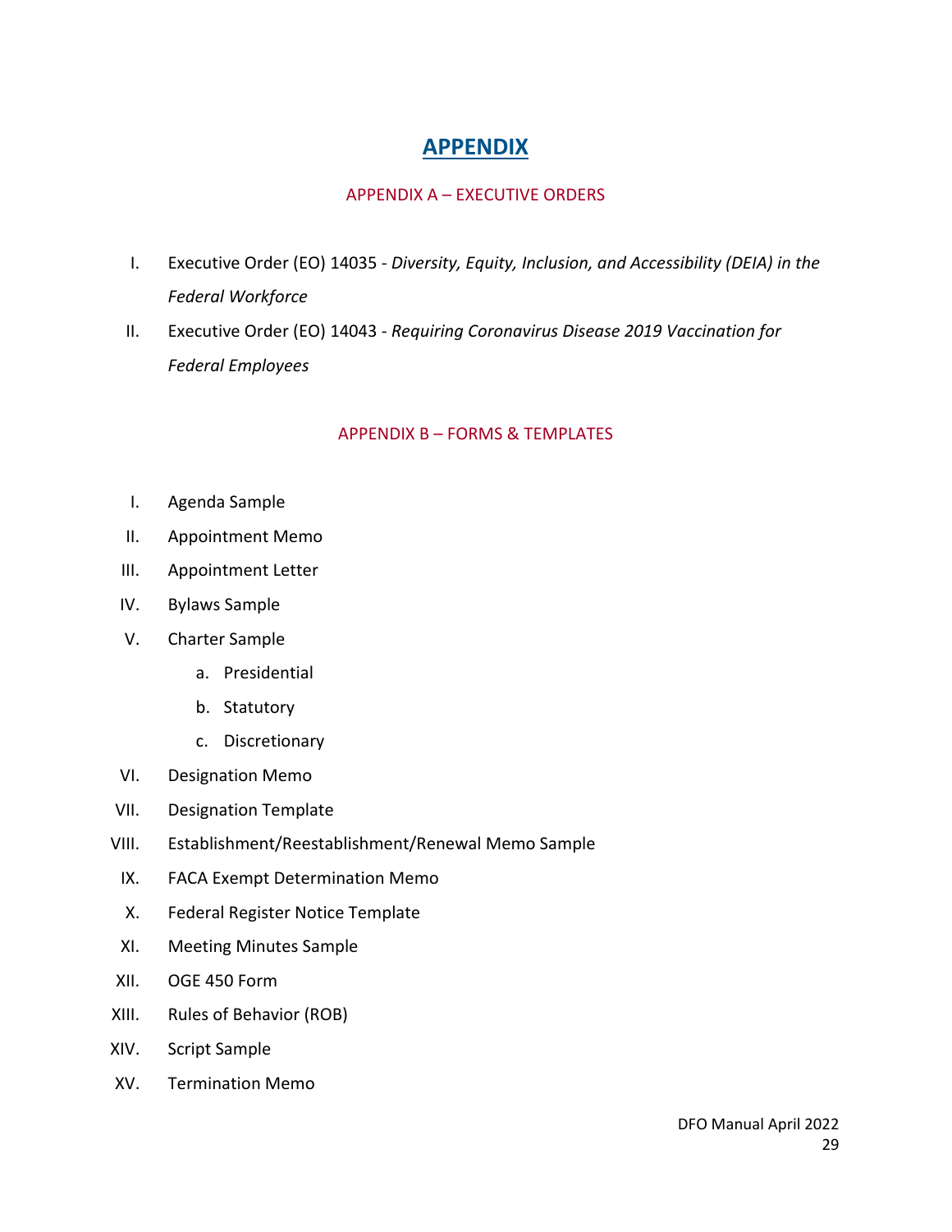# APPENDIX

## APPENDIX A – EXECUTIVE ORDERS

I. Executive Order (EO) 14035 - *Diversity, Equity, Inclusion, and Accessibility (DEIA) in the Federal Workforce*

II. Executive Order (EO) 14043 - *Requiring Coronavirus Disease 2019 Vaccination for Federal Employees*

## APPENDIX B – FORMS & TEMPLATES

I. Agenda Sample

II. Appointment Memo

III. Appointment Letter

IV. Bylaws Sample

V. Charter Sample
   a. Presidential
   b. Statutory
   c. Discretionary

VI. Designation Memo

VII. Designation Template

VIII. Establishment/Reestablishment/Renewal Memo Sample

IX. FACA Exempt Determination Memo

X. Federal Register Notice Template

XI. Meeting Minutes Sample

XII. OGE 450 Form

XIII. Rules of Behavior (ROB)

XIV. Script Sample

XV. Termination Memo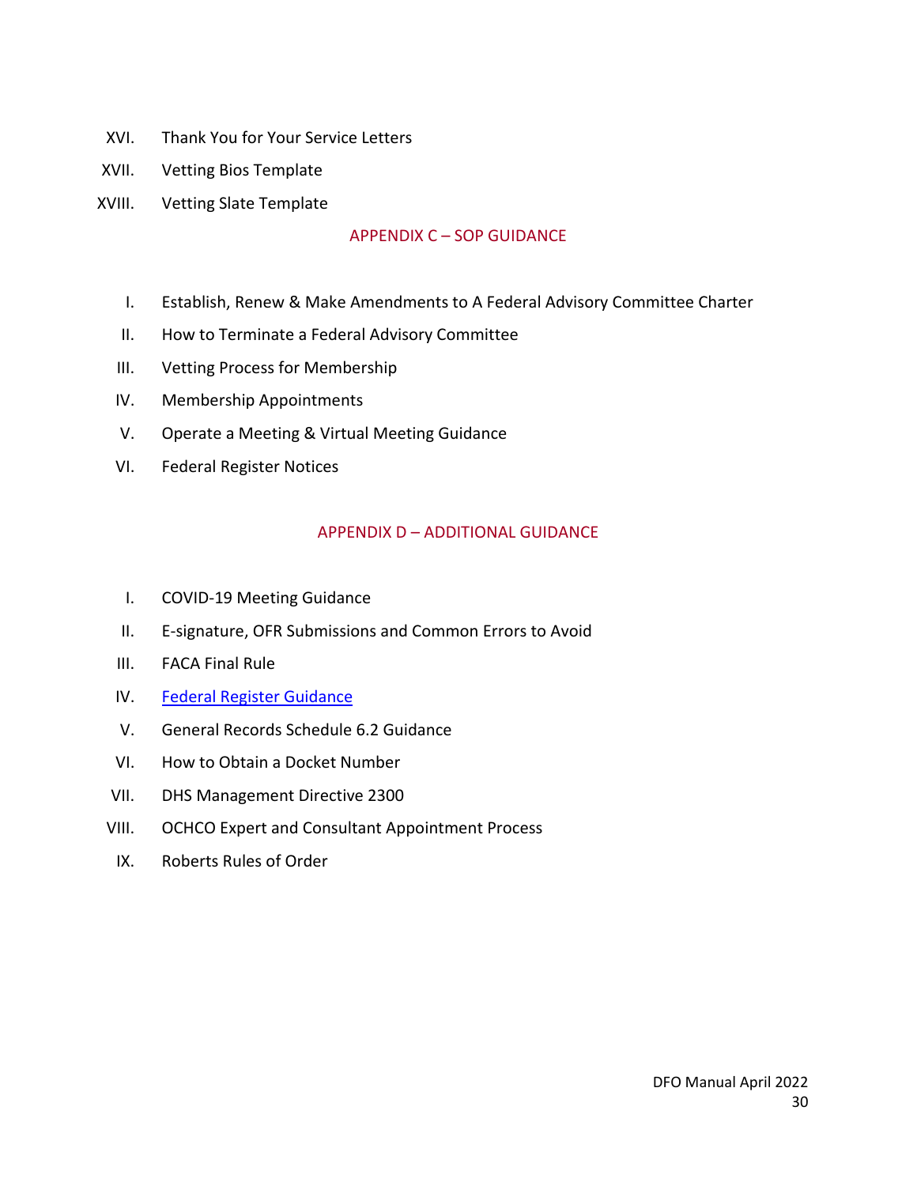XVI. Thank You for Your Service Letters

XVII. Vetting Bios Template

XVIII. Vetting Slate Template

## APPENDIX C – SOP GUIDANCE

I. Establish, Renew & Make Amendments to A Federal Advisory Committee Charter

II. How to Terminate a Federal Advisory Committee

III. Vetting Process for Membership

IV. Membership Appointments

V. Operate a Meeting & Virtual Meeting Guidance

VI. Federal Register Notices

## APPENDIX D – ADDITIONAL GUIDANCE

I. COVID-19 Meeting Guidance

II. E-signature, OFR Submissions and Common Errors to Avoid

III. FACA Final Rule

IV. Federal Register Guidance

V. General Records Schedule 6.2 Guidance

VI. How to Obtain a Docket Number

VII. DHS Management Directive 2300

VIII. OCHCO Expert and Consultant Appointment Process

IX. Roberts Rules of Order